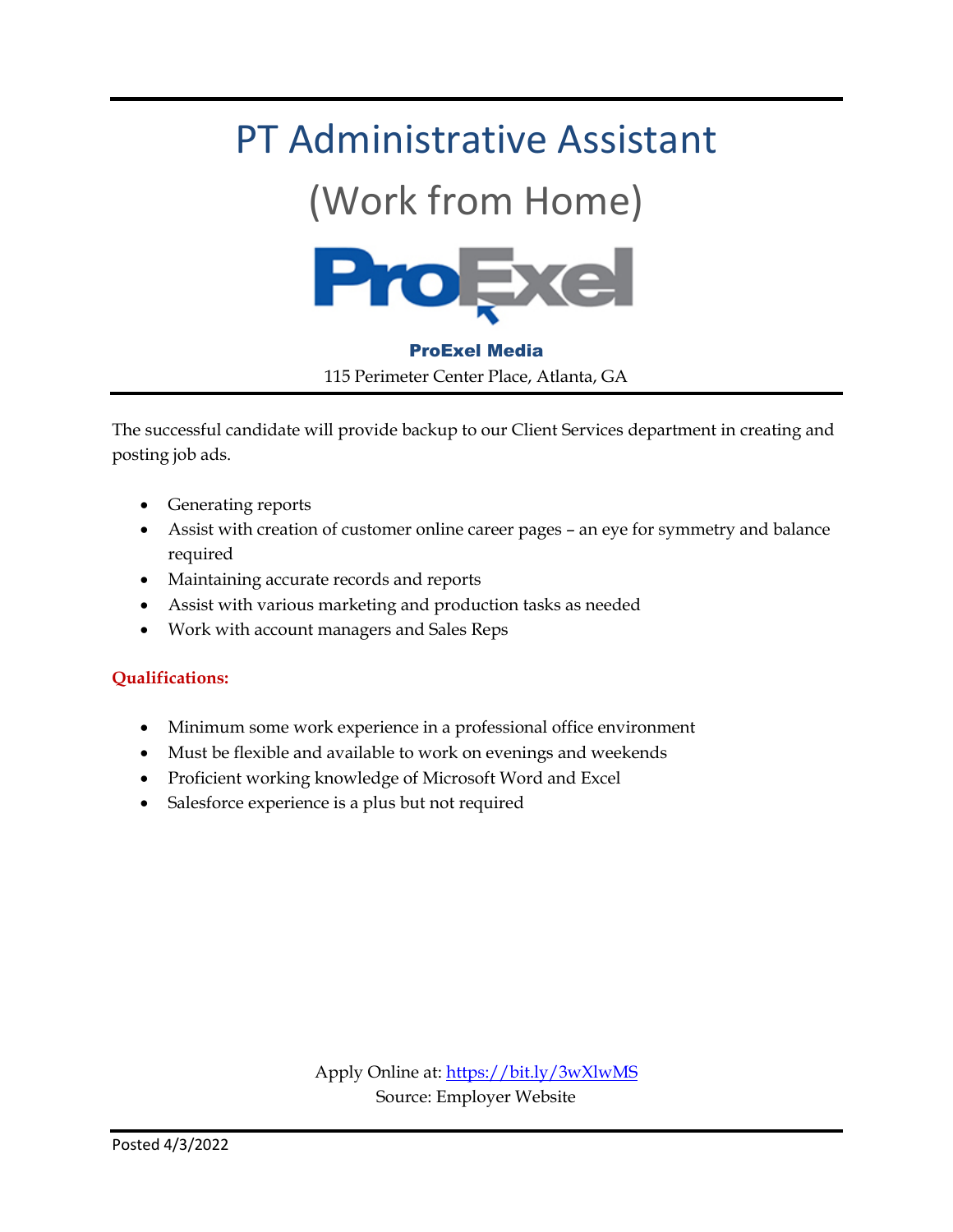# PT Administrative Assistant

## (Work from Home)

**ProExel Media**

115 Perimeter Center Place, Atlanta, GA

The successful candidate will provide backup to our Client Services department in creating and posting job ads.

- Generating reports
- Assist with creation of customer online career pages – an eye for symmetry and balance required
- Maintaining accurate records and reports
- Assist with various marketing and production tasks as needed
- Work with account managers and Sales Reps

**Qualifications:**

- Minimum some work experience in a professional office environment
- Must be flexible and available to work on evenings and weekends
- Proficient working knowledge of Microsoft Word and Excel
- Salesforce experience is a plus but not required

Apply Online at: https://bit.ly/3wXlwMS
Source: Employer Website

Posted 4/3/2022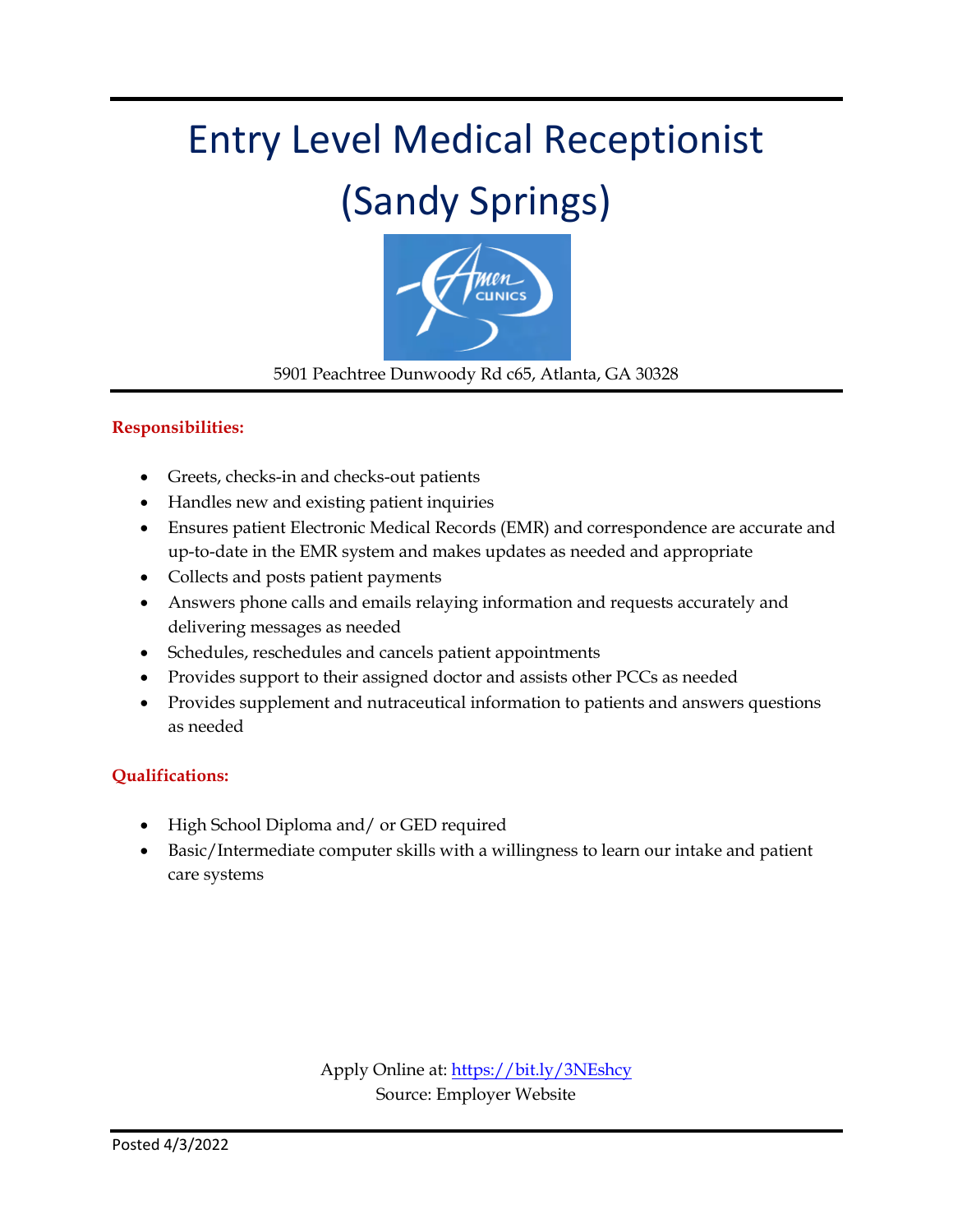# Entry Level Medical Receptionist (Sandy Springs)

5901 Peachtree Dunwoody Rd c65, Atlanta, GA 30328

**Responsibilities:**

- Greets, checks-in and checks-out patients
- Handles new and existing patient inquiries
- Ensures patient Electronic Medical Records (EMR) and correspondence are accurate and up-to-date in the EMR system and makes updates as needed and appropriate
- Collects and posts patient payments
- Answers phone calls and emails relaying information and requests accurately and delivering messages as needed
- Schedules, reschedules and cancels patient appointments
- Provides support to their assigned doctor and assists other PCCs as needed
- Provides supplement and nutraceutical information to patients and answers questions as needed

**Qualifications:**

- High School Diploma and/ or GED required
- Basic/Intermediate computer skills with a willingness to learn our intake and patient care systems

Apply Online at: https://bit.ly/3NEshcy
Source: Employer Website

Posted 4/3/2022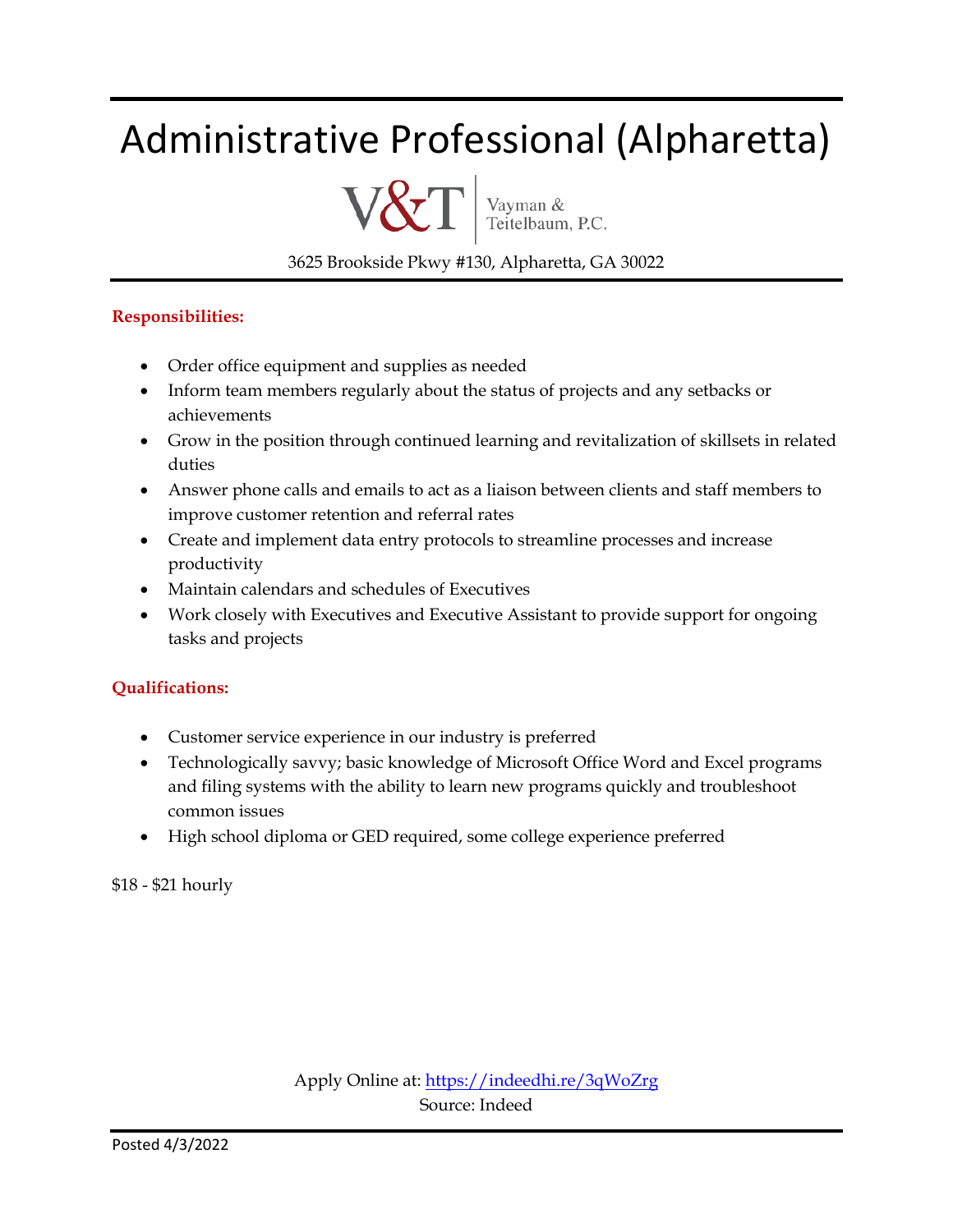# Administrative Professional (Alpharetta)

V&T | Vayman & Teitelbaum, P.C.

3625 Brookside Pkwy #130, Alpharetta, GA 30022

**Responsibilities:**

- Order office equipment and supplies as needed
- Inform team members regularly about the status of projects and any setbacks or achievements
- Grow in the position through continued learning and revitalization of skillsets in related duties
- Answer phone calls and emails to act as a liaison between clients and staff members to improve customer retention and referral rates
- Create and implement data entry protocols to streamline processes and increase productivity
- Maintain calendars and schedules of Executives
- Work closely with Executives and Executive Assistant to provide support for ongoing tasks and projects

**Qualifications:**

- Customer service experience in our industry is preferred
- Technologically savvy; basic knowledge of Microsoft Office Word and Excel programs and filing systems with the ability to learn new programs quickly and troubleshoot common issues
- High school diploma or GED required, some college experience preferred

$18 - $21 hourly

Apply Online at: https://indeedhi.re/3qWoZrg
Source: Indeed

Posted 4/3/2022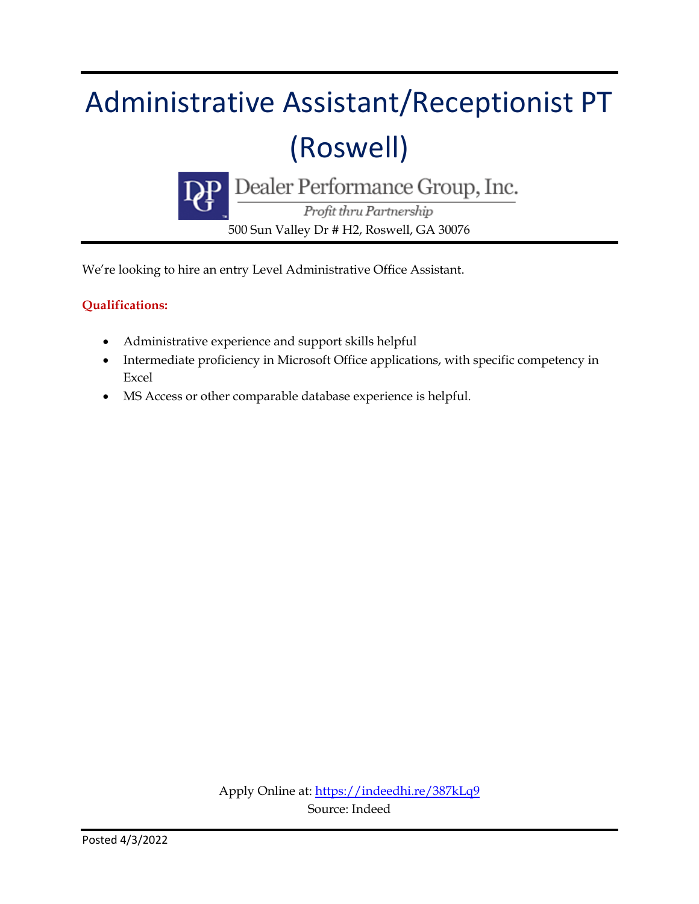# Administrative Assistant/Receptionist PT (Roswell)

Dealer Performance Group, Inc.

*Profit thru Partnership*

500 Sun Valley Dr # H2, Roswell, GA 30076

We're looking to hire an entry Level Administrative Office Assistant.

**Qualifications:**

- Administrative experience and support skills helpful
- Intermediate proficiency in Microsoft Office applications, with specific competency in Excel
- MS Access or other comparable database experience is helpful.

Apply Online at: https://indeedhi.re/387kLq9

Source: Indeed

Posted 4/3/2022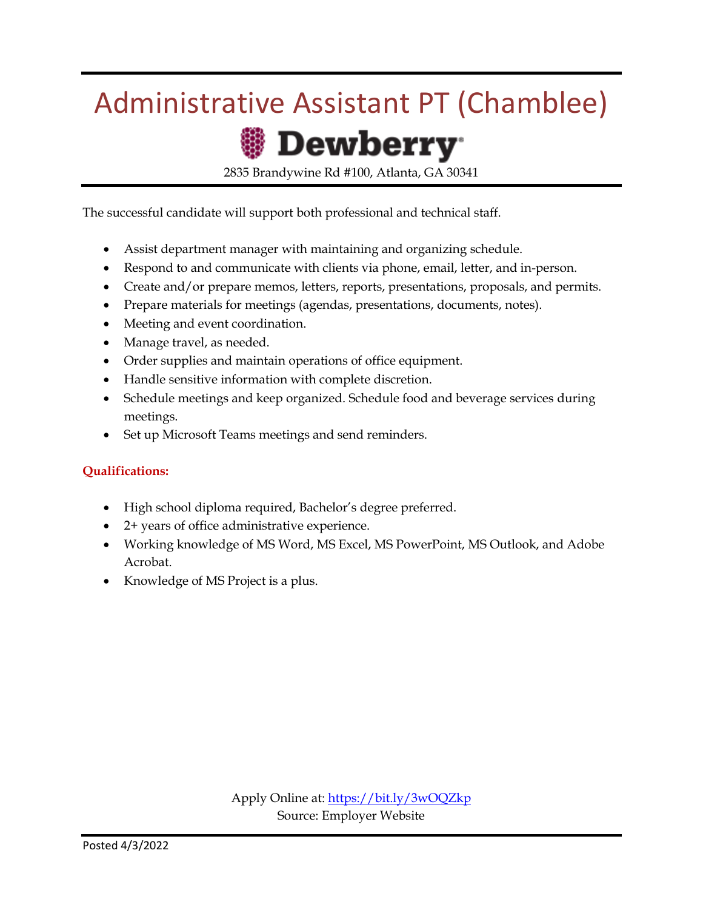# Administrative Assistant PT (Chamblee)

**Dewberry**

2835 Brandywine Rd #100, Atlanta, GA 30341

The successful candidate will support both professional and technical staff.

- Assist department manager with maintaining and organizing schedule.
- Respond to and communicate with clients via phone, email, letter, and in-person.
- Create and/or prepare memos, letters, reports, presentations, proposals, and permits.
- Prepare materials for meetings (agendas, presentations, documents, notes).
- Meeting and event coordination.
- Manage travel, as needed.
- Order supplies and maintain operations of office equipment.
- Handle sensitive information with complete discretion.
- Schedule meetings and keep organized. Schedule food and beverage services during meetings.
- Set up Microsoft Teams meetings and send reminders.

**Qualifications:**

- High school diploma required, Bachelor's degree preferred.
- 2+ years of office administrative experience.
- Working knowledge of MS Word, MS Excel, MS PowerPoint, MS Outlook, and Adobe Acrobat.
- Knowledge of MS Project is a plus.

Apply Online at: https://bit.ly/3wOQZkp
Source: Employer Website

Posted 4/3/2022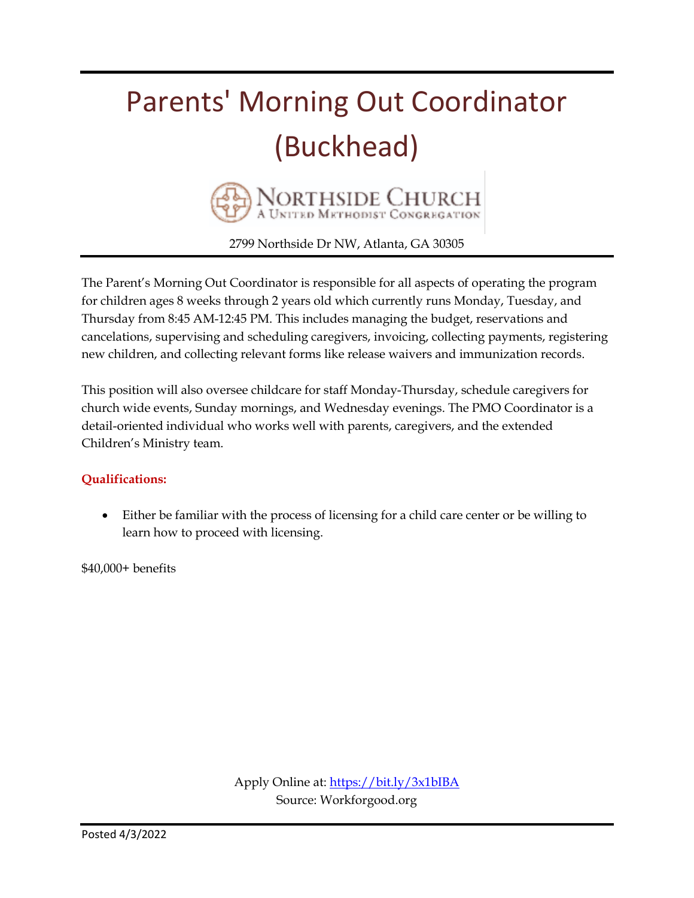# Parents' Morning Out Coordinator (Buckhead)

NORTHSIDE CHURCH
A UNITED METHODIST CONGREGATION

2799 Northside Dr NW, Atlanta, GA 30305

The Parent's Morning Out Coordinator is responsible for all aspects of operating the program for children ages 8 weeks through 2 years old which currently runs Monday, Tuesday, and Thursday from 8:45 AM-12:45 PM. This includes managing the budget, reservations and cancelations, supervising and scheduling caregivers, invoicing, collecting payments, registering new children, and collecting relevant forms like release waivers and immunization records.

This position will also oversee childcare for staff Monday-Thursday, schedule caregivers for church wide events, Sunday mornings, and Wednesday evenings. The PMO Coordinator is a detail-oriented individual who works well with parents, caregivers, and the extended Children's Ministry team.

**Qualifications:**

- Either be familiar with the process of licensing for a child care center or be willing to learn how to proceed with licensing.

$40,000+ benefits

Apply Online at: https://bit.ly/3x1bIBA
Source: Workforgood.org

Posted 4/3/2022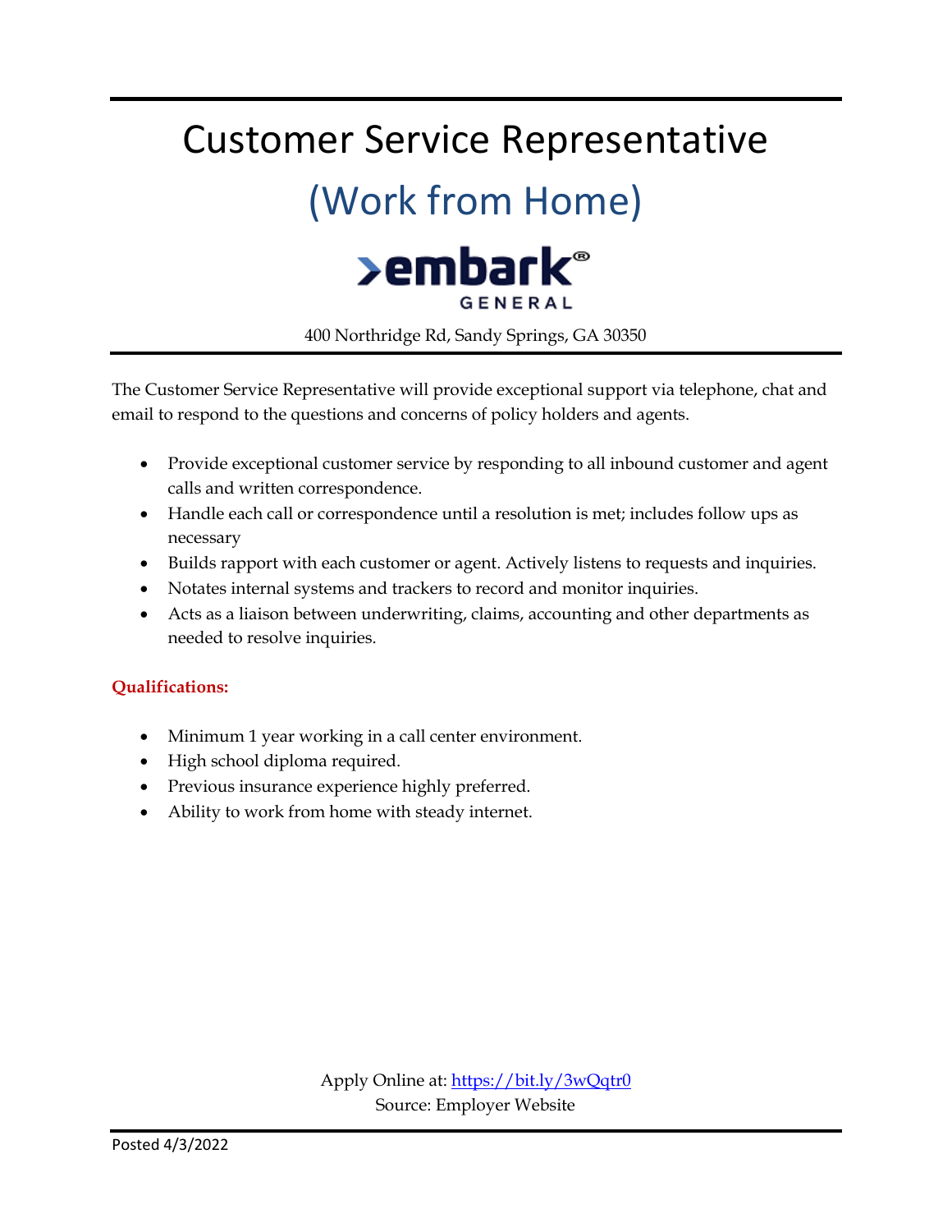# Customer Service Representative

## (Work from Home)

embark® GENERAL

400 Northridge Rd, Sandy Springs, GA 30350

The Customer Service Representative will provide exceptional support via telephone, chat and email to respond to the questions and concerns of policy holders and agents.

- Provide exceptional customer service by responding to all inbound customer and agent calls and written correspondence.
- Handle each call or correspondence until a resolution is met; includes follow ups as necessary
- Builds rapport with each customer or agent. Actively listens to requests and inquiries.
- Notates internal systems and trackers to record and monitor inquiries.
- Acts as a liaison between underwriting, claims, accounting and other departments as needed to resolve inquiries.

**Qualifications:**

- Minimum 1 year working in a call center environment.
- High school diploma required.
- Previous insurance experience highly preferred.
- Ability to work from home with steady internet.

Apply Online at: https://bit.ly/3wQqtr0
Source: Employer Website

Posted 4/3/2022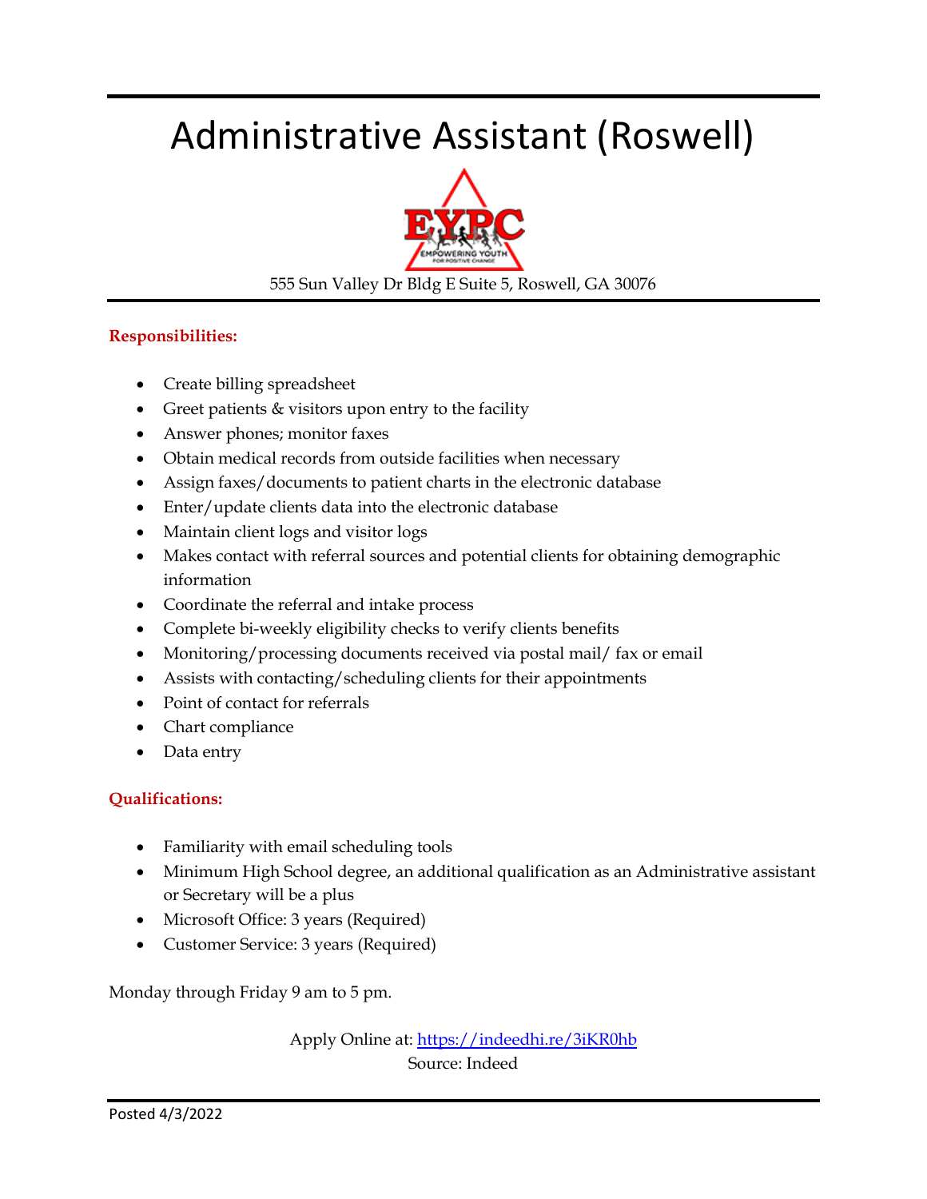# Administrative Assistant (Roswell)

555 Sun Valley Dr Bldg E Suite 5, Roswell, GA 30076

**Responsibilities:**

- Create billing spreadsheet
- Greet patients & visitors upon entry to the facility
- Answer phones; monitor faxes
- Obtain medical records from outside facilities when necessary
- Assign faxes/documents to patient charts in the electronic database
- Enter/update clients data into the electronic database
- Maintain client logs and visitor logs
- Makes contact with referral sources and potential clients for obtaining demographic information
- Coordinate the referral and intake process
- Complete bi-weekly eligibility checks to verify clients benefits
- Monitoring/processing documents received via postal mail/ fax or email
- Assists with contacting/scheduling clients for their appointments
- Point of contact for referrals
- Chart compliance
- Data entry

**Qualifications:**

- Familiarity with email scheduling tools
- Minimum High School degree, an additional qualification as an Administrative assistant or Secretary will be a plus
- Microsoft Office: 3 years (Required)
- Customer Service: 3 years (Required)

Monday through Friday 9 am to 5 pm.

Apply Online at: https://indeedhi.re/3iKR0hb
Source: Indeed

Posted 4/3/2022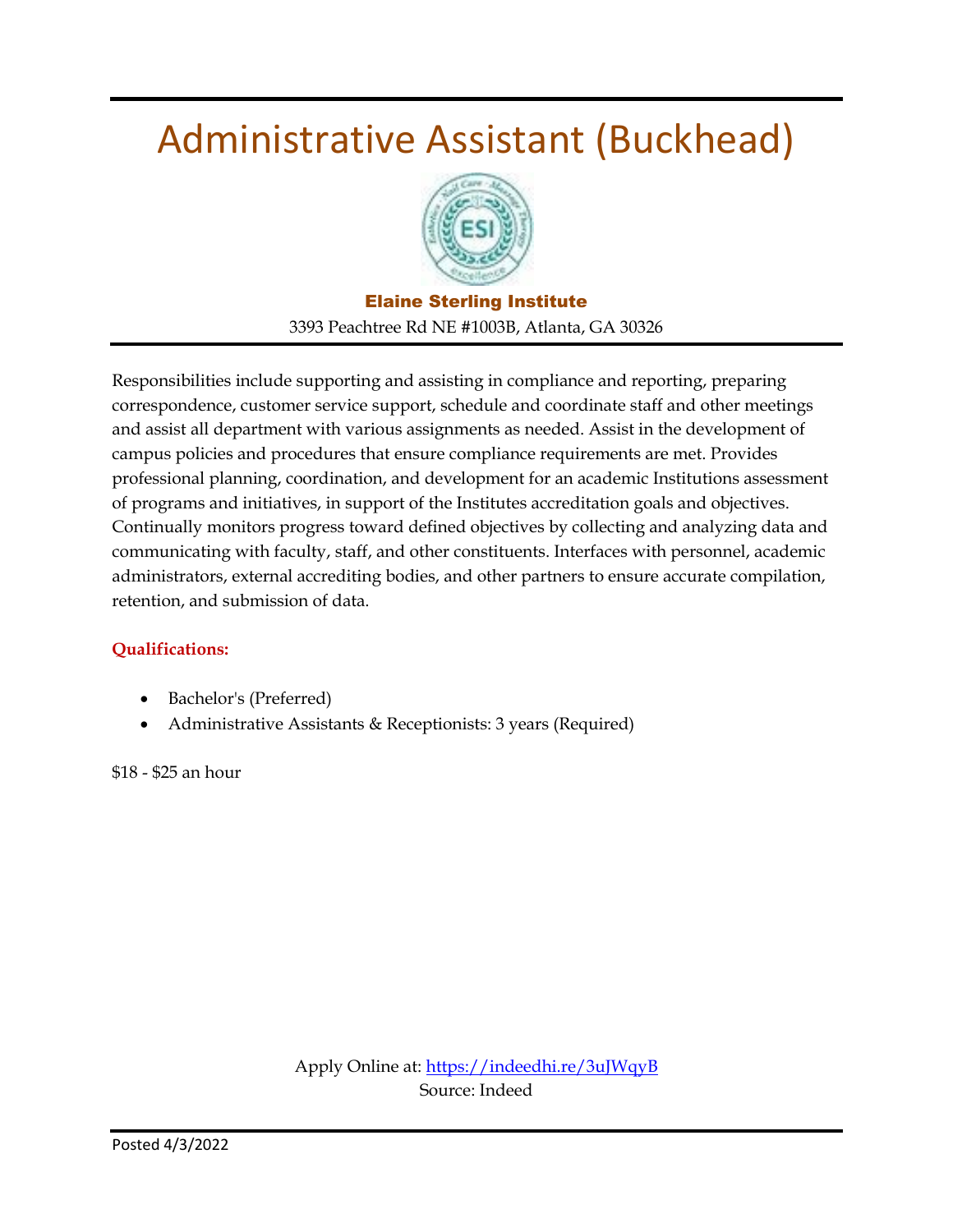# Administrative Assistant (Buckhead)

**Elaine Sterling Institute**

3393 Peachtree Rd NE #1003B, Atlanta, GA 30326

Responsibilities include supporting and assisting in compliance and reporting, preparing correspondence, customer service support, schedule and coordinate staff and other meetings and assist all department with various assignments as needed. Assist in the development of campus policies and procedures that ensure compliance requirements are met. Provides professional planning, coordination, and development for an academic Institutions assessment of programs and initiatives, in support of the Institutes accreditation goals and objectives. Continually monitors progress toward defined objectives by collecting and analyzing data and communicating with faculty, staff, and other constituents. Interfaces with personnel, academic administrators, external accrediting bodies, and other partners to ensure accurate compilation, retention, and submission of data.

**Qualifications:**

- Bachelor's (Preferred)
- Administrative Assistants & Receptionists: 3 years (Required)

$18 - $25 an hour

Apply Online at: https://indeedhi.re/3uJWqyB

Source: Indeed

Posted 4/3/2022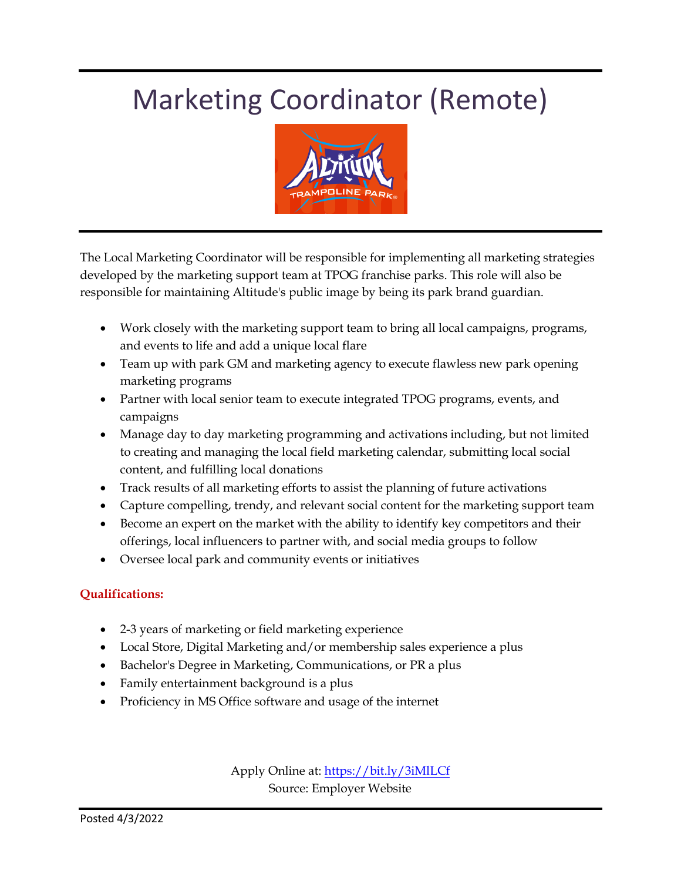# Marketing Coordinator (Remote)

The Local Marketing Coordinator will be responsible for implementing all marketing strategies developed by the marketing support team at TPOG franchise parks. This role will also be responsible for maintaining Altitude's public image by being its park brand guardian.

- Work closely with the marketing support team to bring all local campaigns, programs, and events to life and add a unique local flare
- Team up with park GM and marketing agency to execute flawless new park opening marketing programs
- Partner with local senior team to execute integrated TPOG programs, events, and campaigns
- Manage day to day marketing programming and activations including, but not limited to creating and managing the local field marketing calendar, submitting local social content, and fulfilling local donations
- Track results of all marketing efforts to assist the planning of future activations
- Capture compelling, trendy, and relevant social content for the marketing support team
- Become an expert on the market with the ability to identify key competitors and their offerings, local influencers to partner with, and social media groups to follow
- Oversee local park and community events or initiatives

**Qualifications:**

- 2-3 years of marketing or field marketing experience
- Local Store, Digital Marketing and/or membership sales experience a plus
- Bachelor's Degree in Marketing, Communications, or PR a plus
- Family entertainment background is a plus
- Proficiency in MS Office software and usage of the internet

Apply Online at: https://bit.ly/3iMlLCf
Source: Employer Website

Posted 4/3/2022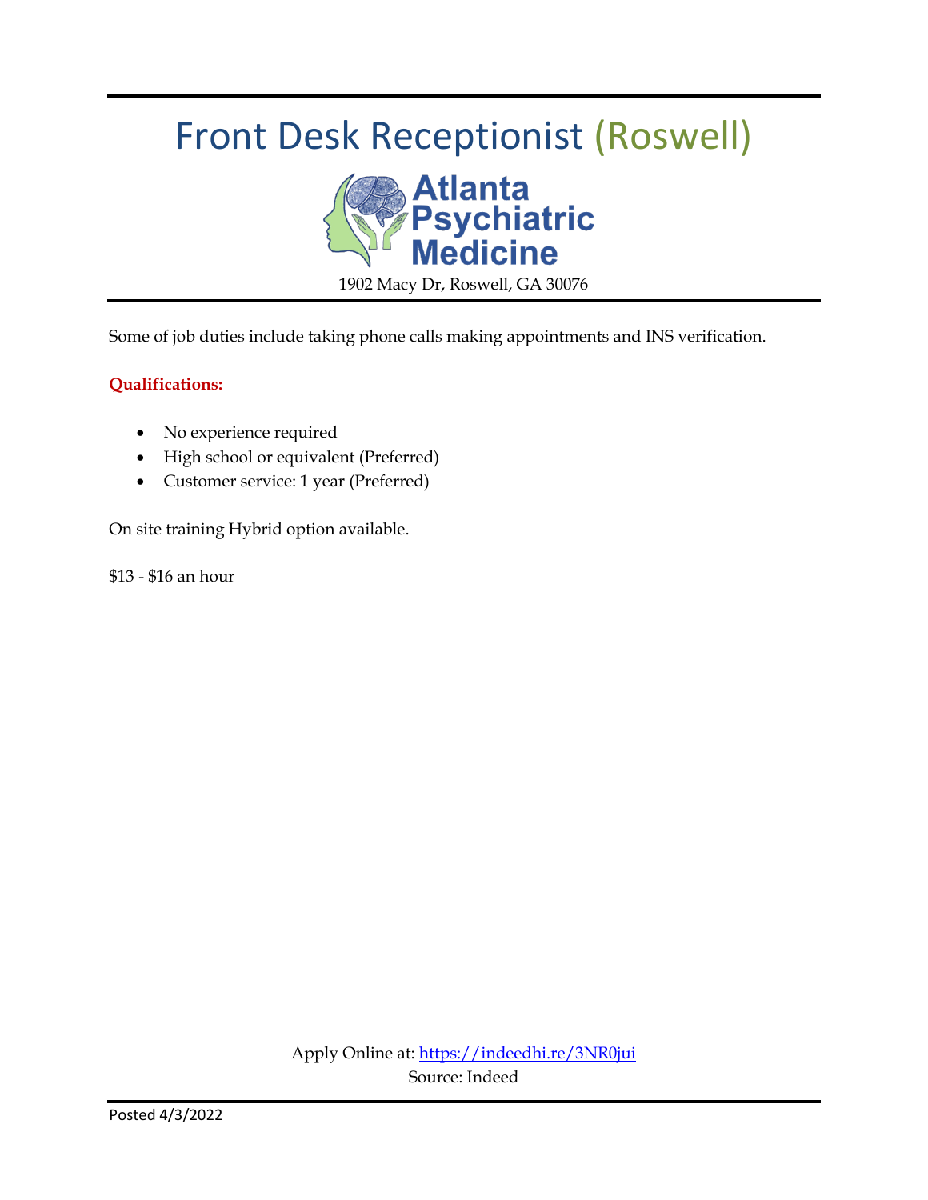# Front Desk Receptionist (Roswell)

Atlanta Psychiatric Medicine

1902 Macy Dr, Roswell, GA 30076

Some of job duties include taking phone calls making appointments and INS verification.

**Qualifications:**

- No experience required
- High school or equivalent (Preferred)
- Customer service: 1 year (Preferred)

On site training Hybrid option available.

$13 - $16 an hour

Apply Online at: https://indeedhi.re/3NR0jui

Source: Indeed

Posted 4/3/2022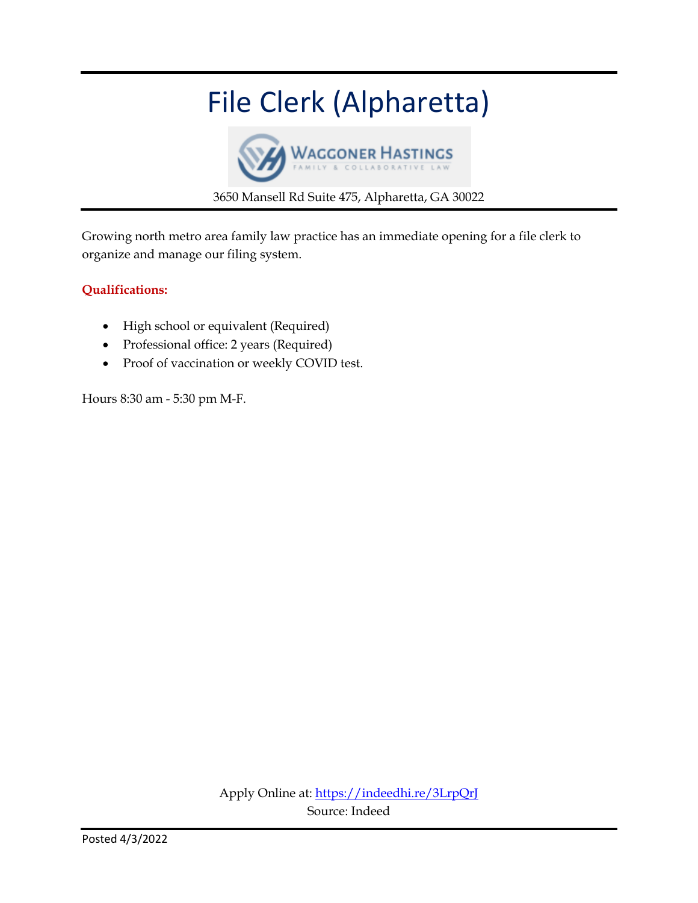# File Clerk (Alpharetta)

WAGGONER HASTINGS
FAMILY & COLLABORATIVE LAW

3650 Mansell Rd Suite 475, Alpharetta, GA 30022

Growing north metro area family law practice has an immediate opening for a file clerk to organize and manage our filing system.

**Qualifications:**

- High school or equivalent (Required)
- Professional office: 2 years (Required)
- Proof of vaccination or weekly COVID test.

Hours 8:30 am - 5:30 pm M-F.

Apply Online at: https://indeedhi.re/3LrpQrJ
Source: Indeed

Posted 4/3/2022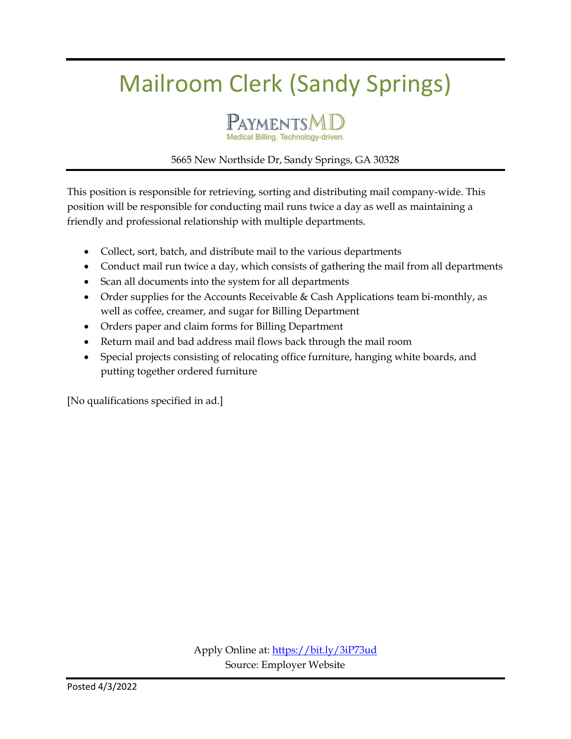# Mailroom Clerk (Sandy Springs)

PaymentsMD
Medical Billing. Technology-driven.

5665 New Northside Dr, Sandy Springs, GA 30328

This position is responsible for retrieving, sorting and distributing mail company-wide. This position will be responsible for conducting mail runs twice a day as well as maintaining a friendly and professional relationship with multiple departments.

- Collect, sort, batch, and distribute mail to the various departments
- Conduct mail run twice a day, which consists of gathering the mail from all departments
- Scan all documents into the system for all departments
- Order supplies for the Accounts Receivable & Cash Applications team bi-monthly, as well as coffee, creamer, and sugar for Billing Department
- Orders paper and claim forms for Billing Department
- Return mail and bad address mail flows back through the mail room
- Special projects consisting of relocating office furniture, hanging white boards, and putting together ordered furniture

[No qualifications specified in ad.]

Apply Online at: https://bit.ly/3iP73ud
Source: Employer Website

Posted 4/3/2022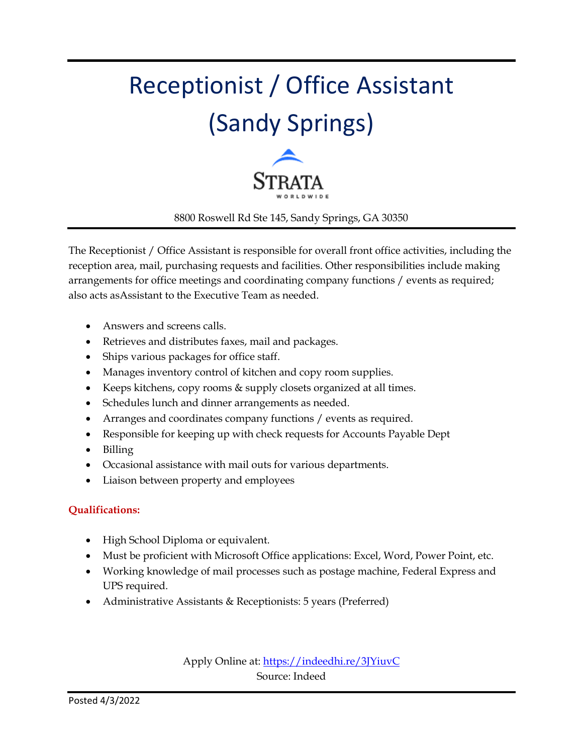# Receptionist / Office Assistant (Sandy Springs)

STRATA WORLDWIDE

8800 Roswell Rd Ste 145, Sandy Springs, GA 30350

The Receptionist / Office Assistant is responsible for overall front office activities, including the reception area, mail, purchasing requests and facilities. Other responsibilities include making arrangements for office meetings and coordinating company functions / events as required; also acts asAssistant to the Executive Team as needed.

- Answers and screens calls.
- Retrieves and distributes faxes, mail and packages.
- Ships various packages for office staff.
- Manages inventory control of kitchen and copy room supplies.
- Keeps kitchens, copy rooms & supply closets organized at all times.
- Schedules lunch and dinner arrangements as needed.
- Arranges and coordinates company functions / events as required.
- Responsible for keeping up with check requests for Accounts Payable Dept
- Billing
- Occasional assistance with mail outs for various departments.
- Liaison between property and employees

**Qualifications:**

- High School Diploma or equivalent.
- Must be proficient with Microsoft Office applications: Excel, Word, Power Point, etc.
- Working knowledge of mail processes such as postage machine, Federal Express and UPS required.
- Administrative Assistants & Receptionists: 5 years (Preferred)

Apply Online at: https://indeedhi.re/3JYiuvC
Source: Indeed

Posted 4/3/2022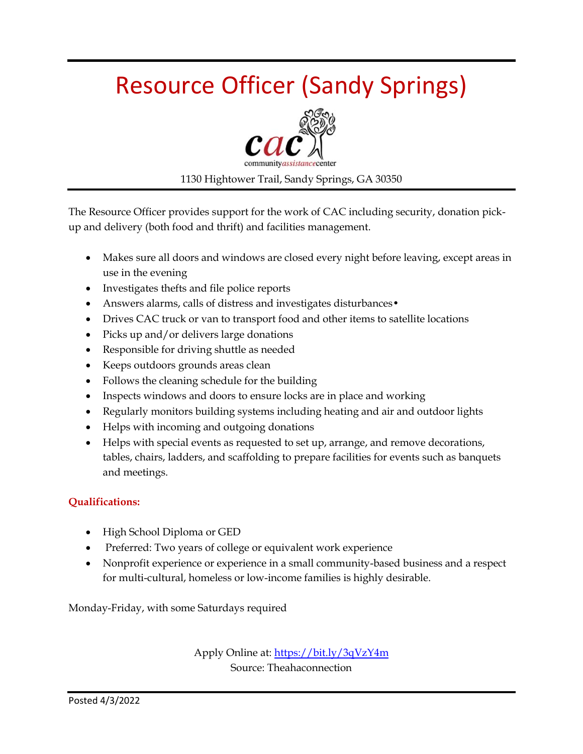# Resource Officer (Sandy Springs)

cac communityassistancecenter

1130 Hightower Trail, Sandy Springs, GA 30350

The Resource Officer provides support for the work of CAC including security, donation pick-up and delivery (both food and thrift) and facilities management.

- Makes sure all doors and windows are closed every night before leaving, except areas in use in the evening
- Investigates thefts and file police reports
- Answers alarms, calls of distress and investigates disturbances•
- Drives CAC truck or van to transport food and other items to satellite locations
- Picks up and/or delivers large donations
- Responsible for driving shuttle as needed
- Keeps outdoors grounds areas clean
- Follows the cleaning schedule for the building
- Inspects windows and doors to ensure locks are in place and working
- Regularly monitors building systems including heating and air and outdoor lights
- Helps with incoming and outgoing donations
- Helps with special events as requested to set up, arrange, and remove decorations, tables, chairs, ladders, and scaffolding to prepare facilities for events such as banquets and meetings.

**Qualifications:**

- High School Diploma or GED
- Preferred: Two years of college or equivalent work experience
- Nonprofit experience or experience in a small community-based business and a respect for multi-cultural, homeless or low-income families is highly desirable.

Monday-Friday, with some Saturdays required

Apply Online at: https://bit.ly/3qVzY4m
Source: Theahaconnection

Posted 4/3/2022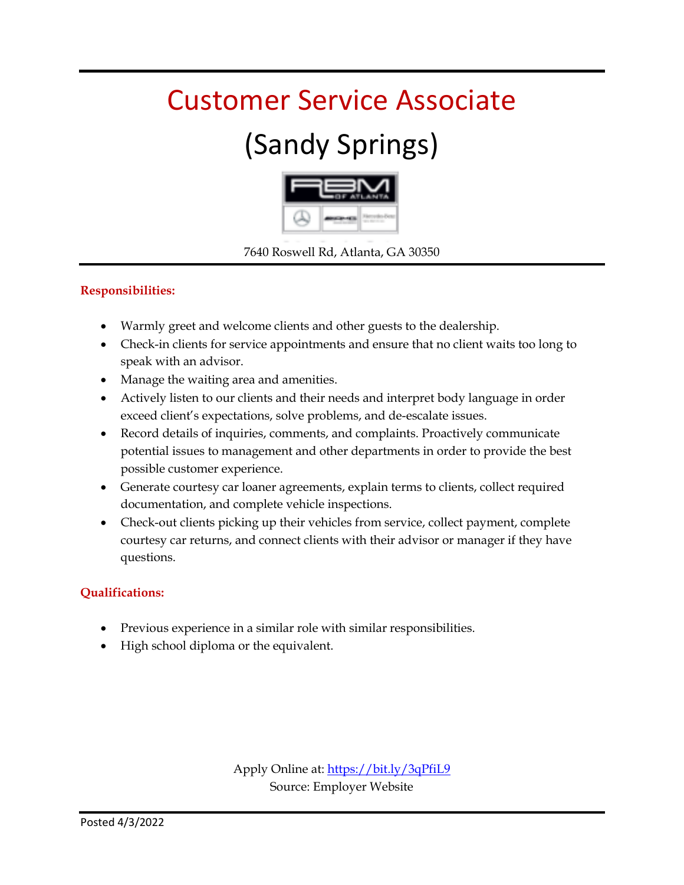# Customer Service Associate

## (Sandy Springs)

7640 Roswell Rd, Atlanta, GA 30350

**Responsibilities:**

- Warmly greet and welcome clients and other guests to the dealership.
- Check-in clients for service appointments and ensure that no client waits too long to speak with an advisor.
- Manage the waiting area and amenities.
- Actively listen to our clients and their needs and interpret body language in order exceed client's expectations, solve problems, and de-escalate issues.
- Record details of inquiries, comments, and complaints. Proactively communicate potential issues to management and other departments in order to provide the best possible customer experience.
- Generate courtesy car loaner agreements, explain terms to clients, collect required documentation, and complete vehicle inspections.
- Check-out clients picking up their vehicles from service, collect payment, complete courtesy car returns, and connect clients with their advisor or manager if they have questions.

**Qualifications:**

- Previous experience in a similar role with similar responsibilities.
- High school diploma or the equivalent.

Apply Online at: https://bit.ly/3qPfiL9
Source: Employer Website

Posted 4/3/2022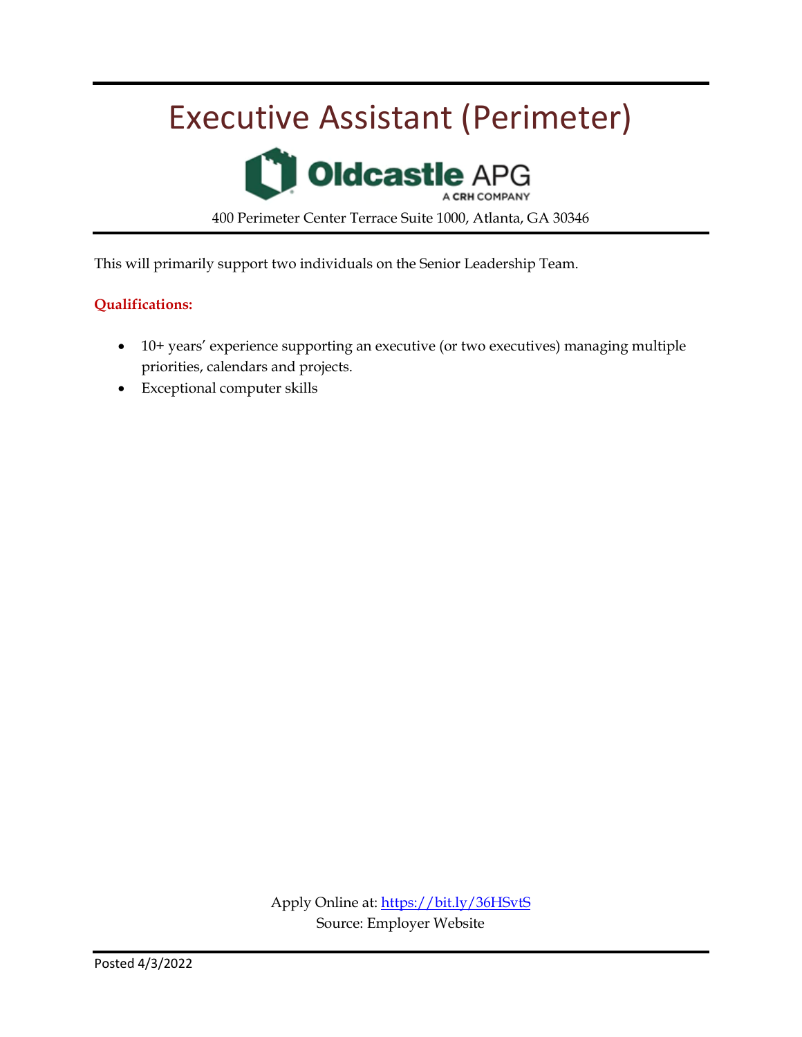# Executive Assistant (Perimeter)

Oldcastle APG
A CRH COMPANY

400 Perimeter Center Terrace Suite 1000, Atlanta, GA 30346

This will primarily support two individuals on the Senior Leadership Team.

**Qualifications:**

- 10+ years' experience supporting an executive (or two executives) managing multiple priorities, calendars and projects.
- Exceptional computer skills

Apply Online at: https://bit.ly/36HSvtS
Source: Employer Website

Posted 4/3/2022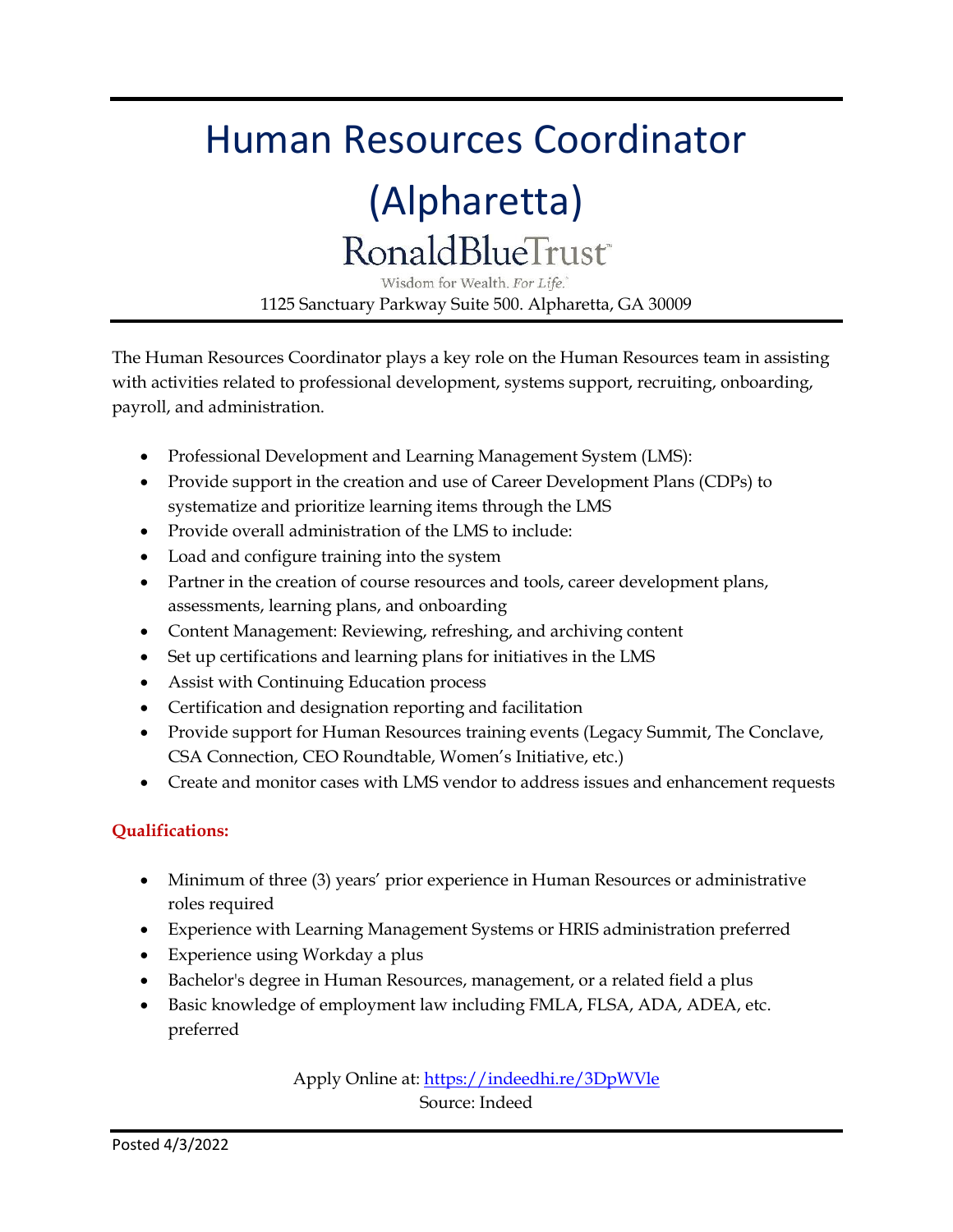# Human Resources Coordinator (Alpharetta)

RonaldBlueTrust™

Wisdom for Wealth. *For Life.*

1125 Sanctuary Parkway Suite 500. Alpharetta, GA 30009

The Human Resources Coordinator plays a key role on the Human Resources team in assisting with activities related to professional development, systems support, recruiting, onboarding, payroll, and administration.

- Professional Development and Learning Management System (LMS):
- Provide support in the creation and use of Career Development Plans (CDPs) to systematize and prioritize learning items through the LMS
- Provide overall administration of the LMS to include:
- Load and configure training into the system
- Partner in the creation of course resources and tools, career development plans, assessments, learning plans, and onboarding
- Content Management: Reviewing, refreshing, and archiving content
- Set up certifications and learning plans for initiatives in the LMS
- Assist with Continuing Education process
- Certification and designation reporting and facilitation
- Provide support for Human Resources training events (Legacy Summit, The Conclave, CSA Connection, CEO Roundtable, Women's Initiative, etc.)
- Create and monitor cases with LMS vendor to address issues and enhancement requests

**Qualifications:**

- Minimum of three (3) years' prior experience in Human Resources or administrative roles required
- Experience with Learning Management Systems or HRIS administration preferred
- Experience using Workday a plus
- Bachelor's degree in Human Resources, management, or a related field a plus
- Basic knowledge of employment law including FMLA, FLSA, ADA, ADEA, etc. preferred

Apply Online at: https://indeedhi.re/3DpWVle

Source: Indeed

Posted 4/3/2022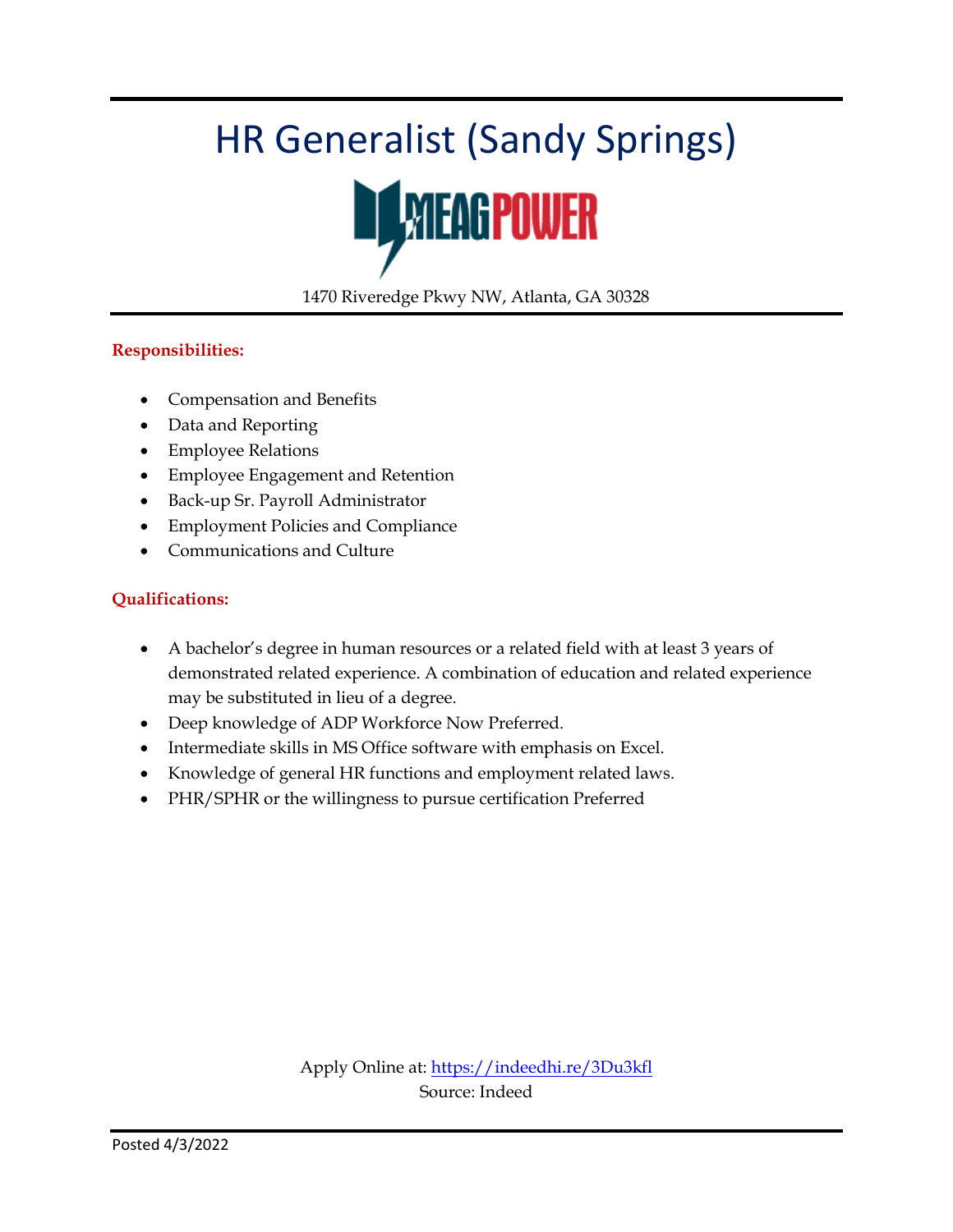# HR Generalist (Sandy Springs)

MEAGPOWER

1470 Riveredge Pkwy NW, Atlanta, GA 30328

**Responsibilities:**

- Compensation and Benefits
- Data and Reporting
- Employee Relations
- Employee Engagement and Retention
- Back-up Sr. Payroll Administrator
- Employment Policies and Compliance
- Communications and Culture

**Qualifications:**

- A bachelor's degree in human resources or a related field with at least 3 years of demonstrated related experience. A combination of education and related experience may be substituted in lieu of a degree.
- Deep knowledge of ADP Workforce Now Preferred.
- Intermediate skills in MS Office software with emphasis on Excel.
- Knowledge of general HR functions and employment related laws.
- PHR/SPHR or the willingness to pursue certification Preferred

Apply Online at: https://indeedhi.re/3Du3kfl
Source: Indeed

Posted 4/3/2022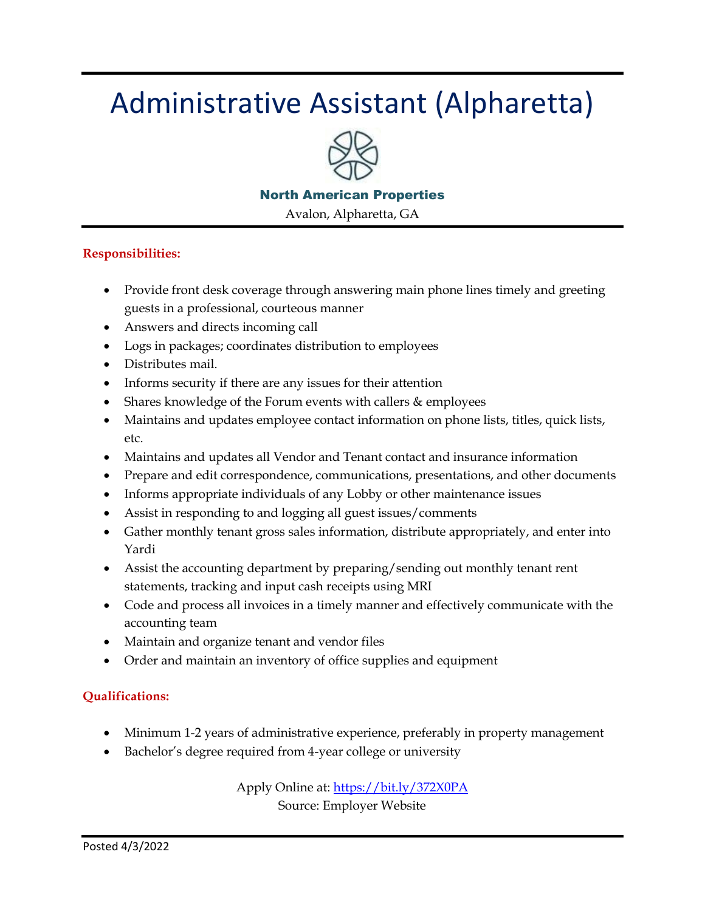# Administrative Assistant (Alpharetta)

**North American Properties**

Avalon, Alpharetta, GA

**Responsibilities:**

- Provide front desk coverage through answering main phone lines timely and greeting guests in a professional, courteous manner
- Answers and directs incoming call
- Logs in packages; coordinates distribution to employees
- Distributes mail.
- Informs security if there are any issues for their attention
- Shares knowledge of the Forum events with callers & employees
- Maintains and updates employee contact information on phone lists, titles, quick lists, etc.
- Maintains and updates all Vendor and Tenant contact and insurance information
- Prepare and edit correspondence, communications, presentations, and other documents
- Informs appropriate individuals of any Lobby or other maintenance issues
- Assist in responding to and logging all guest issues/comments
- Gather monthly tenant gross sales information, distribute appropriately, and enter into Yardi
- Assist the accounting department by preparing/sending out monthly tenant rent statements, tracking and input cash receipts using MRI
- Code and process all invoices in a timely manner and effectively communicate with the accounting team
- Maintain and organize tenant and vendor files
- Order and maintain an inventory of office supplies and equipment

**Qualifications:**

- Minimum 1-2 years of administrative experience, preferably in property management
- Bachelor's degree required from 4-year college or university

Apply Online at: https://bit.ly/372X0PA

Source: Employer Website

Posted 4/3/2022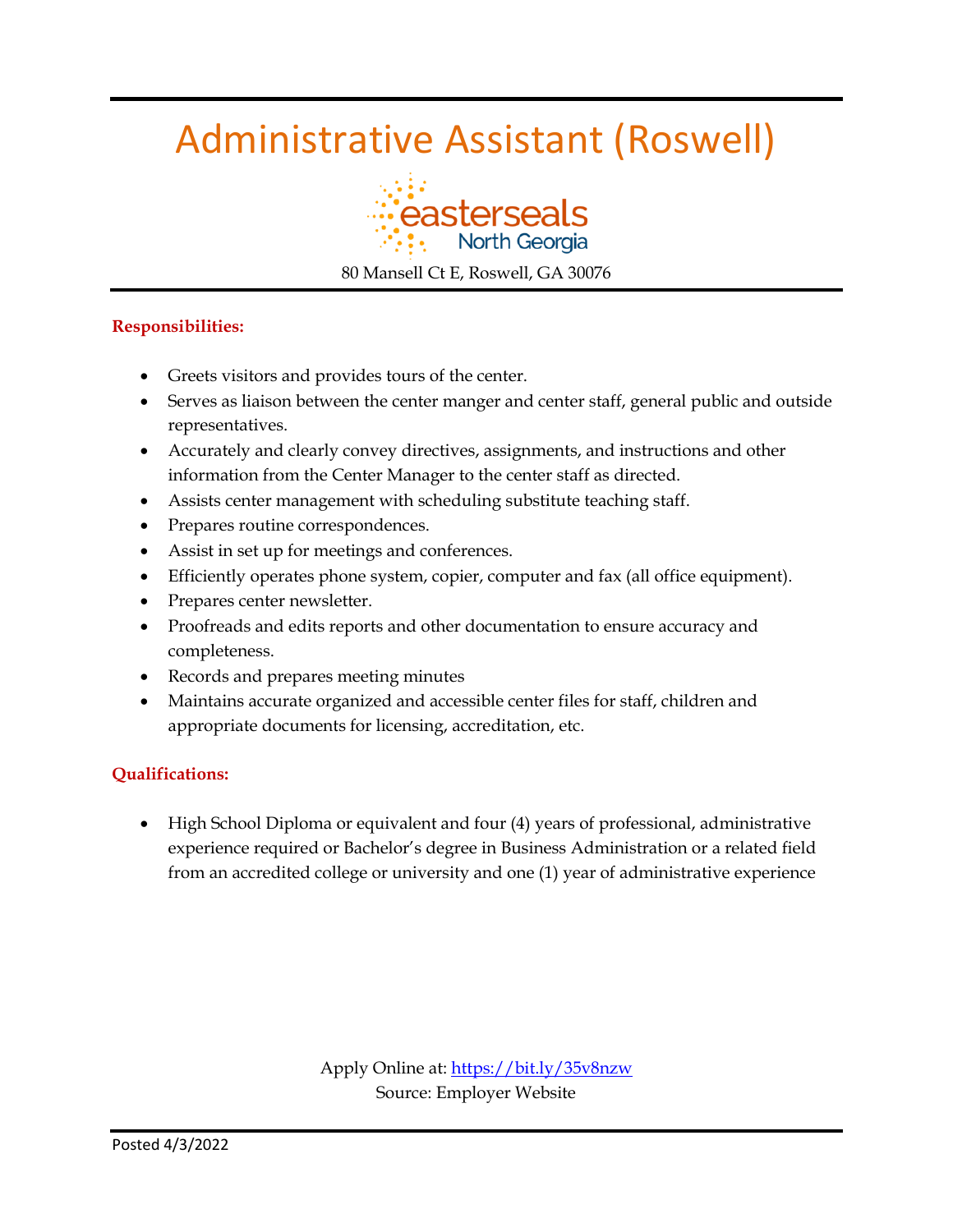# Administrative Assistant (Roswell)

easterseals
North Georgia

80 Mansell Ct E, Roswell, GA 30076

**Responsibilities:**

- Greets visitors and provides tours of the center.
- Serves as liaison between the center manger and center staff, general public and outside representatives.
- Accurately and clearly convey directives, assignments, and instructions and other information from the Center Manager to the center staff as directed.
- Assists center management with scheduling substitute teaching staff.
- Prepares routine correspondences.
- Assist in set up for meetings and conferences.
- Efficiently operates phone system, copier, computer and fax (all office equipment).
- Prepares center newsletter.
- Proofreads and edits reports and other documentation to ensure accuracy and completeness.
- Records and prepares meeting minutes
- Maintains accurate organized and accessible center files for staff, children and appropriate documents for licensing, accreditation, etc.

**Qualifications:**

- High School Diploma or equivalent and four (4) years of professional, administrative experience required or Bachelor's degree in Business Administration or a related field from an accredited college or university and one (1) year of administrative experience

Apply Online at: https://bit.ly/35v8nzw
Source: Employer Website

Posted 4/3/2022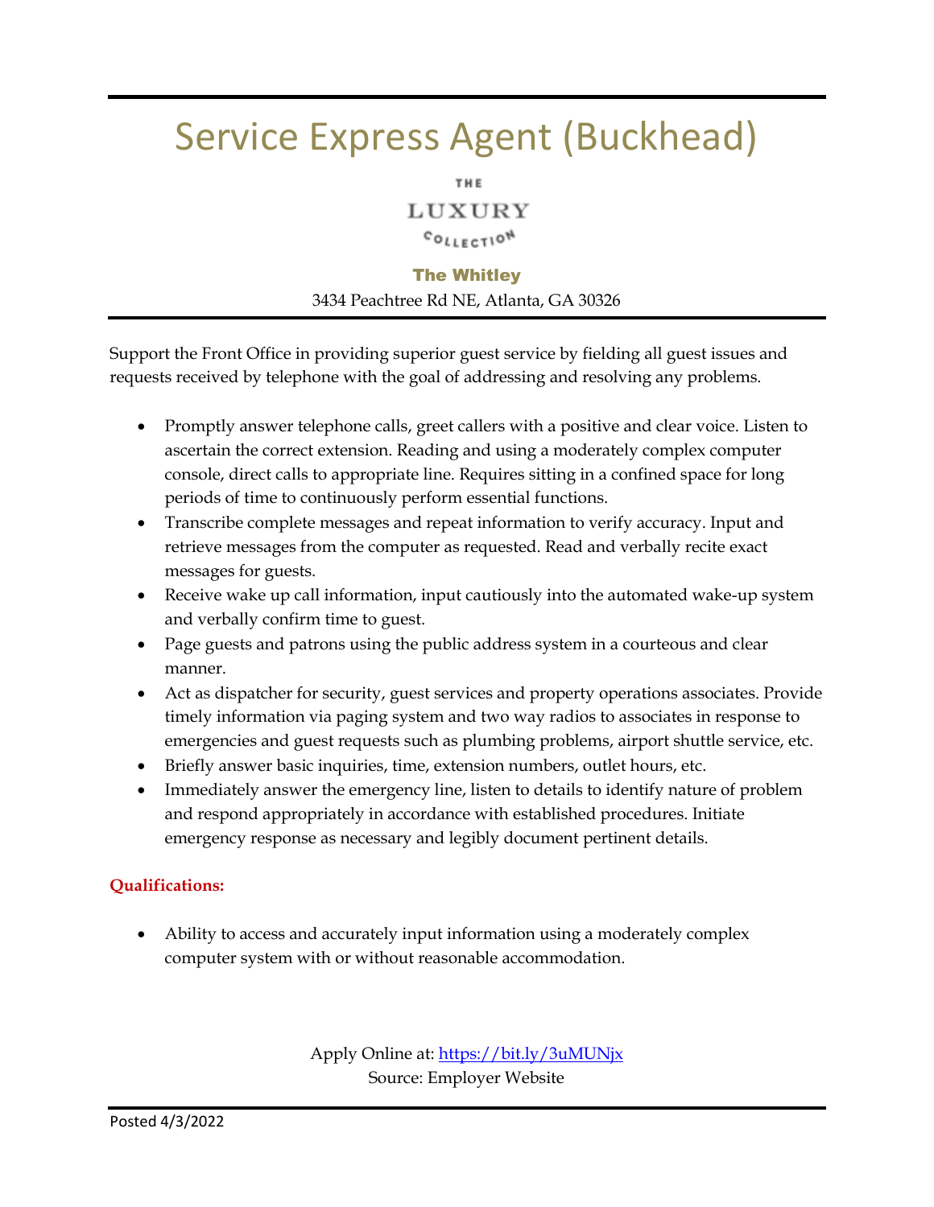# Service Express Agent (Buckhead)

THE LUXURY COLLECTION

**The Whitley**

3434 Peachtree Rd NE, Atlanta, GA 30326

Support the Front Office in providing superior guest service by fielding all guest issues and requests received by telephone with the goal of addressing and resolving any problems.

- Promptly answer telephone calls, greet callers with a positive and clear voice. Listen to ascertain the correct extension. Reading and using a moderately complex computer console, direct calls to appropriate line. Requires sitting in a confined space for long periods of time to continuously perform essential functions.
- Transcribe complete messages and repeat information to verify accuracy. Input and retrieve messages from the computer as requested. Read and verbally recite exact messages for guests.
- Receive wake up call information, input cautiously into the automated wake-up system and verbally confirm time to guest.
- Page guests and patrons using the public address system in a courteous and clear manner.
- Act as dispatcher for security, guest services and property operations associates. Provide timely information via paging system and two way radios to associates in response to emergencies and guest requests such as plumbing problems, airport shuttle service, etc.
- Briefly answer basic inquiries, time, extension numbers, outlet hours, etc.
- Immediately answer the emergency line, listen to details to identify nature of problem and respond appropriately in accordance with established procedures. Initiate emergency response as necessary and legibly document pertinent details.

**Qualifications:**

- Ability to access and accurately input information using a moderately complex computer system with or without reasonable accommodation.

Apply Online at: https://bit.ly/3uMUNjx
Source: Employer Website

Posted 4/3/2022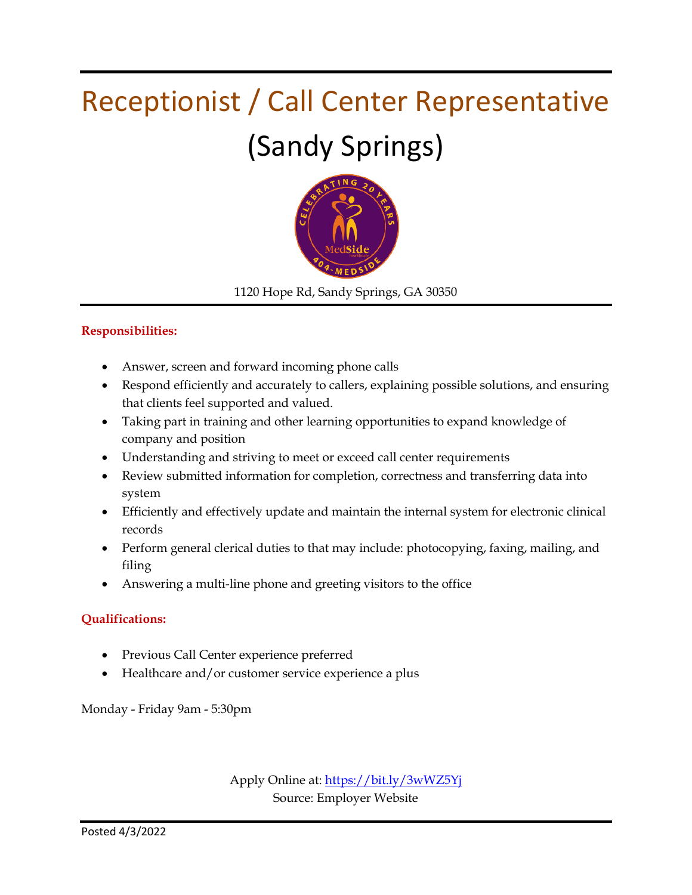# Receptionist / Call Center Representative

## (Sandy Springs)

1120 Hope Rd, Sandy Springs, GA 30350

**Responsibilities:**

- Answer, screen and forward incoming phone calls
- Respond efficiently and accurately to callers, explaining possible solutions, and ensuring that clients feel supported and valued.
- Taking part in training and other learning opportunities to expand knowledge of company and position
- Understanding and striving to meet or exceed call center requirements
- Review submitted information for completion, correctness and transferring data into system
- Efficiently and effectively update and maintain the internal system for electronic clinical records
- Perform general clerical duties to that may include: photocopying, faxing, mailing, and filing
- Answering a multi-line phone and greeting visitors to the office

**Qualifications:**

- Previous Call Center experience preferred
- Healthcare and/or customer service experience a plus

Monday - Friday 9am - 5:30pm

Apply Online at: https://bit.ly/3wWZ5Yj
Source: Employer Website

Posted 4/3/2022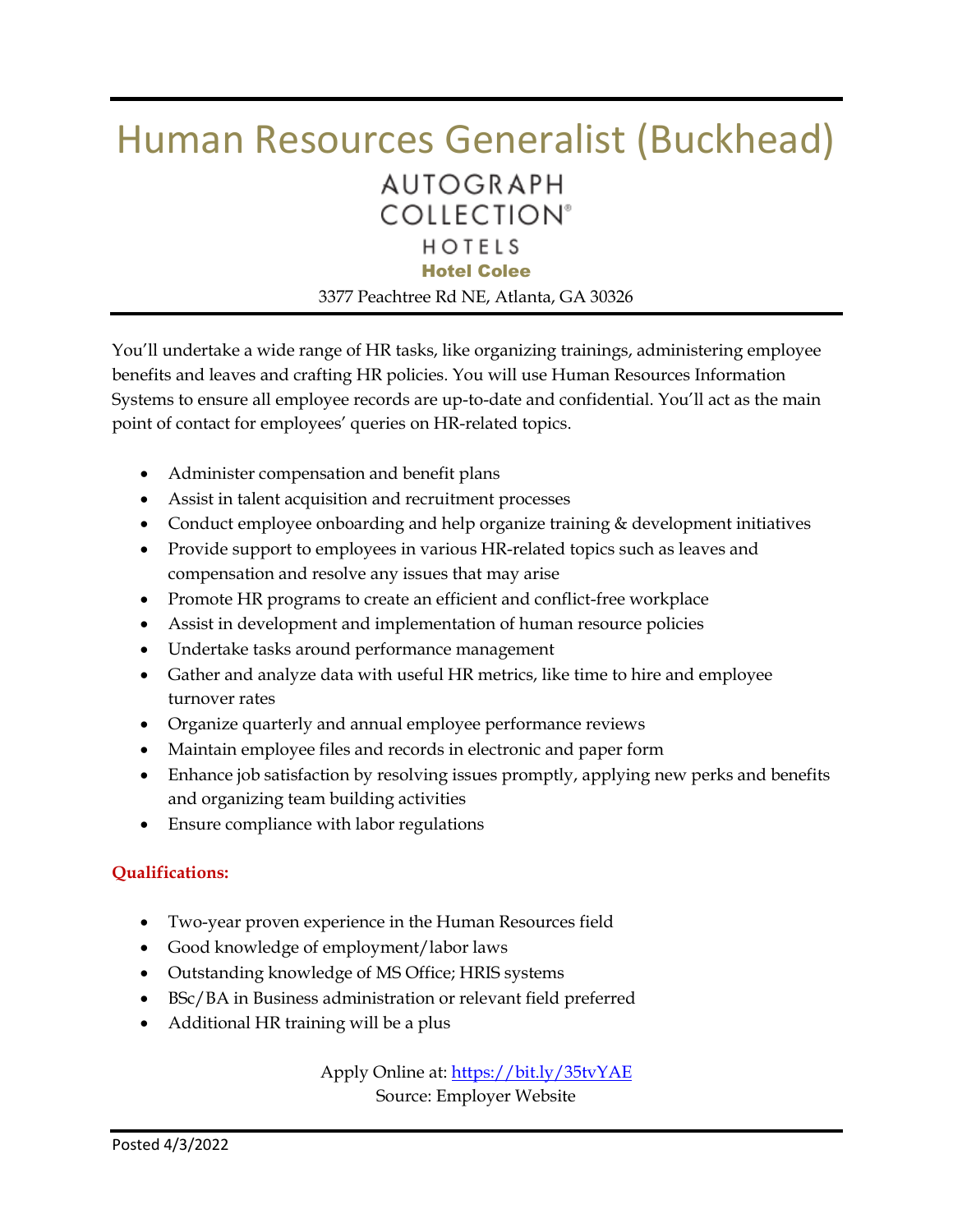# Human Resources Generalist (Buckhead)

AUTOGRAPH COLLECTION® HOTELS

**Hotel Colee**

3377 Peachtree Rd NE, Atlanta, GA 30326

You'll undertake a wide range of HR tasks, like organizing trainings, administering employee benefits and leaves and crafting HR policies. You will use Human Resources Information Systems to ensure all employee records are up-to-date and confidential. You'll act as the main point of contact for employees' queries on HR-related topics.

- Administer compensation and benefit plans
- Assist in talent acquisition and recruitment processes
- Conduct employee onboarding and help organize training & development initiatives
- Provide support to employees in various HR-related topics such as leaves and compensation and resolve any issues that may arise
- Promote HR programs to create an efficient and conflict-free workplace
- Assist in development and implementation of human resource policies
- Undertake tasks around performance management
- Gather and analyze data with useful HR metrics, like time to hire and employee turnover rates
- Organize quarterly and annual employee performance reviews
- Maintain employee files and records in electronic and paper form
- Enhance job satisfaction by resolving issues promptly, applying new perks and benefits and organizing team building activities
- Ensure compliance with labor regulations

**Qualifications:**

- Two-year proven experience in the Human Resources field
- Good knowledge of employment/labor laws
- Outstanding knowledge of MS Office; HRIS systems
- BSc/BA in Business administration or relevant field preferred
- Additional HR training will be a plus

Apply Online at: https://bit.ly/35tvYAE
Source: Employer Website

Posted 4/3/2022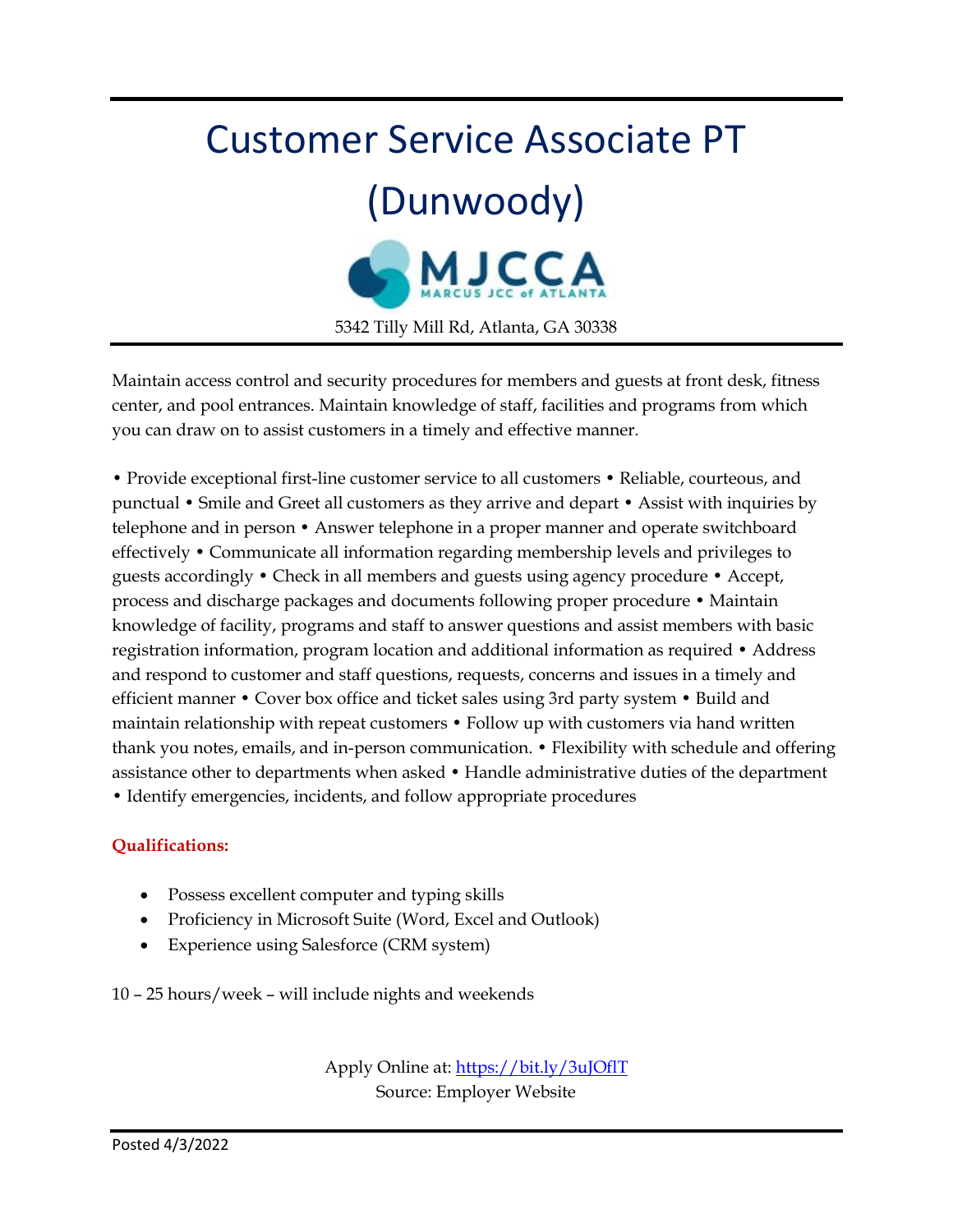# Customer Service Associate PT (Dunwoody)

MJCCA
MARCUS JCC of ATLANTA

5342 Tilly Mill Rd, Atlanta, GA 30338

Maintain access control and security procedures for members and guests at front desk, fitness center, and pool entrances. Maintain knowledge of staff, facilities and programs from which you can draw on to assist customers in a timely and effective manner.

• Provide exceptional first-line customer service to all customers • Reliable, courteous, and punctual • Smile and Greet all customers as they arrive and depart • Assist with inquiries by telephone and in person • Answer telephone in a proper manner and operate switchboard effectively • Communicate all information regarding membership levels and privileges to guests accordingly • Check in all members and guests using agency procedure • Accept, process and discharge packages and documents following proper procedure • Maintain knowledge of facility, programs and staff to answer questions and assist members with basic registration information, program location and additional information as required • Address and respond to customer and staff questions, requests, concerns and issues in a timely and efficient manner • Cover box office and ticket sales using 3rd party system • Build and maintain relationship with repeat customers • Follow up with customers via hand written thank you notes, emails, and in-person communication. • Flexibility with schedule and offering assistance other to departments when asked • Handle administrative duties of the department • Identify emergencies, incidents, and follow appropriate procedures

**Qualifications:**

- Possess excellent computer and typing skills
- Proficiency in Microsoft Suite (Word, Excel and Outlook)
- Experience using Salesforce (CRM system)

10 – 25 hours/week – will include nights and weekends

Apply Online at: https://bit.ly/3uJOflT
Source: Employer Website

Posted 4/3/2022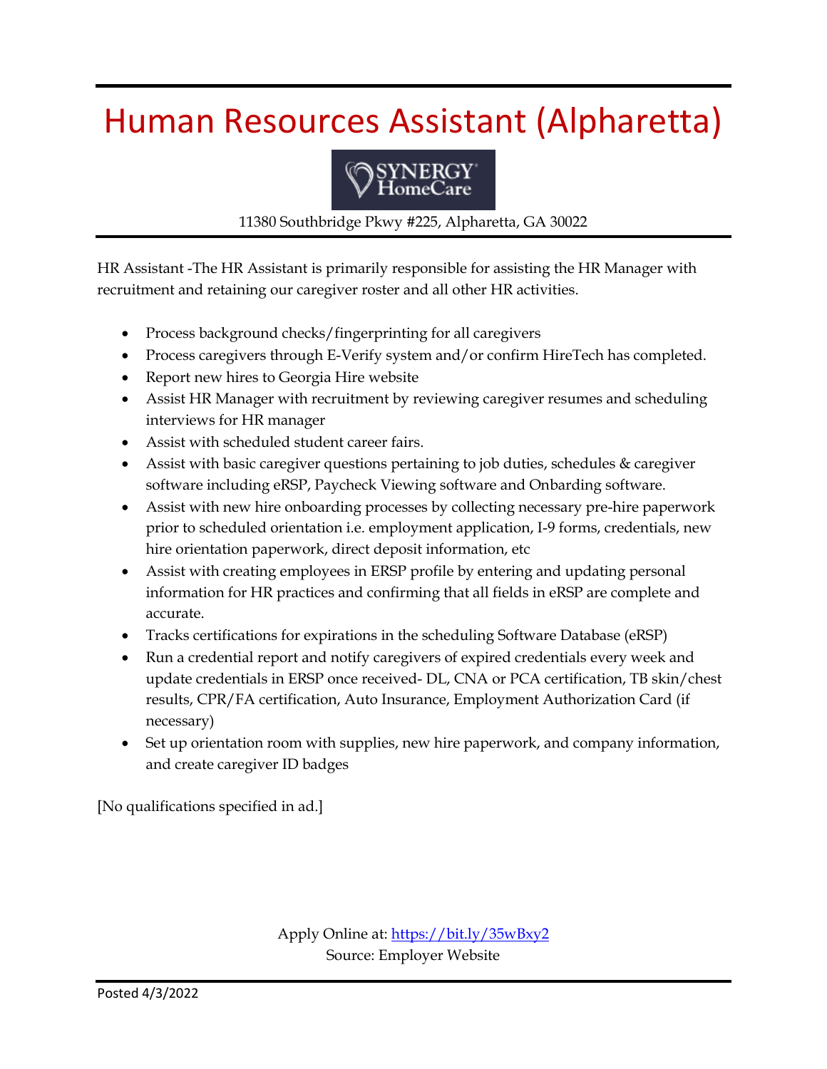# Human Resources Assistant (Alpharetta)

SYNERGY HomeCare

11380 Southbridge Pkwy #225, Alpharetta, GA 30022

HR Assistant -The HR Assistant is primarily responsible for assisting the HR Manager with recruitment and retaining our caregiver roster and all other HR activities.

- Process background checks/fingerprinting for all caregivers
- Process caregivers through E-Verify system and/or confirm HireTech has completed.
- Report new hires to Georgia Hire website
- Assist HR Manager with recruitment by reviewing caregiver resumes and scheduling interviews for HR manager
- Assist with scheduled student career fairs.
- Assist with basic caregiver questions pertaining to job duties, schedules & caregiver software including eRSP, Paycheck Viewing software and Onbarding software.
- Assist with new hire onboarding processes by collecting necessary pre-hire paperwork prior to scheduled orientation i.e. employment application, I-9 forms, credentials, new hire orientation paperwork, direct deposit information, etc
- Assist with creating employees in ERSP profile by entering and updating personal information for HR practices and confirming that all fields in eRSP are complete and accurate.
- Tracks certifications for expirations in the scheduling Software Database (eRSP)
- Run a credential report and notify caregivers of expired credentials every week and update credentials in ERSP once received- DL, CNA or PCA certification, TB skin/chest results, CPR/FA certification, Auto Insurance, Employment Authorization Card (if necessary)
- Set up orientation room with supplies, new hire paperwork, and company information, and create caregiver ID badges

[No qualifications specified in ad.]

Apply Online at: https://bit.ly/35wBxy2
Source: Employer Website

Posted 4/3/2022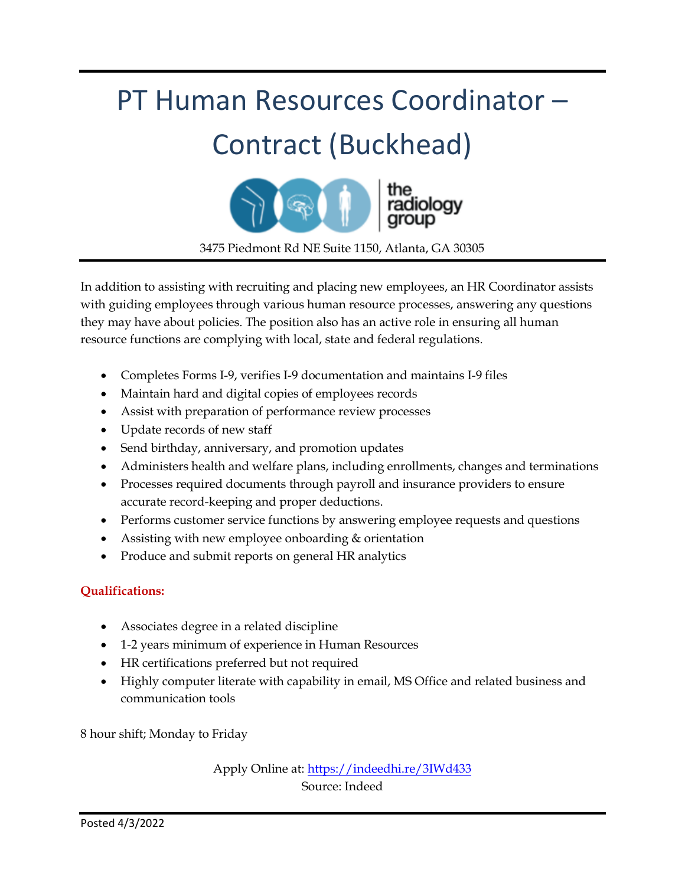# PT Human Resources Coordinator – Contract (Buckhead)

the radiology group

3475 Piedmont Rd NE Suite 1150, Atlanta, GA 30305

In addition to assisting with recruiting and placing new employees, an HR Coordinator assists with guiding employees through various human resource processes, answering any questions they may have about policies. The position also has an active role in ensuring all human resource functions are complying with local, state and federal regulations.

- Completes Forms I-9, verifies I-9 documentation and maintains I-9 files
- Maintain hard and digital copies of employees records
- Assist with preparation of performance review processes
- Update records of new staff
- Send birthday, anniversary, and promotion updates
- Administers health and welfare plans, including enrollments, changes and terminations
- Processes required documents through payroll and insurance providers to ensure accurate record-keeping and proper deductions.
- Performs customer service functions by answering employee requests and questions
- Assisting with new employee onboarding & orientation
- Produce and submit reports on general HR analytics

**Qualifications:**

- Associates degree in a related discipline
- 1-2 years minimum of experience in Human Resources
- HR certifications preferred but not required
- Highly computer literate with capability in email, MS Office and related business and communication tools

8 hour shift; Monday to Friday

Apply Online at: https://indeedhi.re/3IWd433
Source: Indeed

Posted 4/3/2022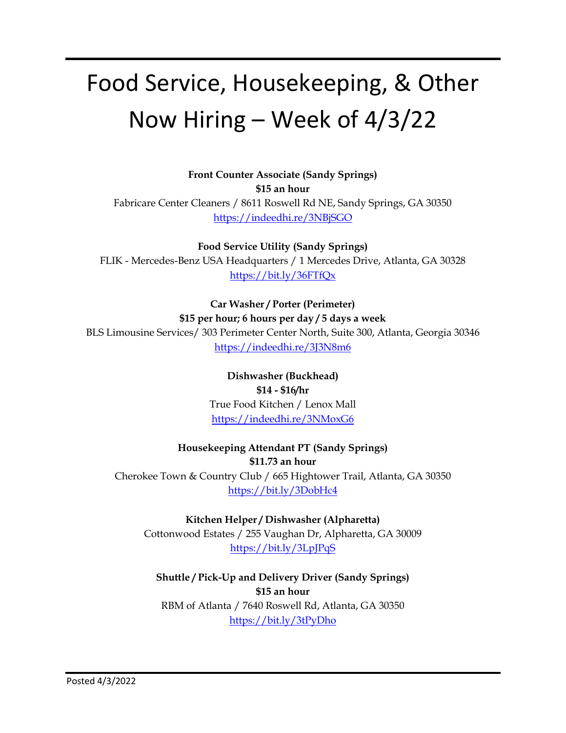# Food Service, Housekeeping, & Other Now Hiring – Week of 4/3/22

**Front Counter Associate (Sandy Springs)**
**$15 an hour**
Fabricare Center Cleaners / 8611 Roswell Rd NE, Sandy Springs, GA 30350
https://indeedhi.re/3NBjSGO

**Food Service Utility (Sandy Springs)**
FLIK - Mercedes-Benz USA Headquarters / 1 Mercedes Drive, Atlanta, GA 30328
https://bit.ly/36FTfQx

**Car Washer / Porter (Perimeter)**
**$15 per hour; 6 hours per day / 5 days a week**
BLS Limousine Services/ 303 Perimeter Center North, Suite 300, Atlanta, Georgia 30346
https://indeedhi.re/3J3N8m6

**Dishwasher (Buckhead)**
**$14 - $16/hr**
True Food Kitchen / Lenox Mall
https://indeedhi.re/3NMoxG6

**Housekeeping Attendant PT (Sandy Springs)**
**$11.73 an hour**
Cherokee Town & Country Club / 665 Hightower Trail, Atlanta, GA 30350
https://bit.ly/3DobHc4

**Kitchen Helper / Dishwasher (Alpharetta)**
Cottonwood Estates / 255 Vaughan Dr, Alpharetta, GA 30009
https://bit.ly/3LpJPqS

**Shuttle / Pick-Up and Delivery Driver (Sandy Springs)**
**$15 an hour**
RBM of Atlanta / 7640 Roswell Rd, Atlanta, GA 30350
https://bit.ly/3tPyDho

Posted 4/3/2022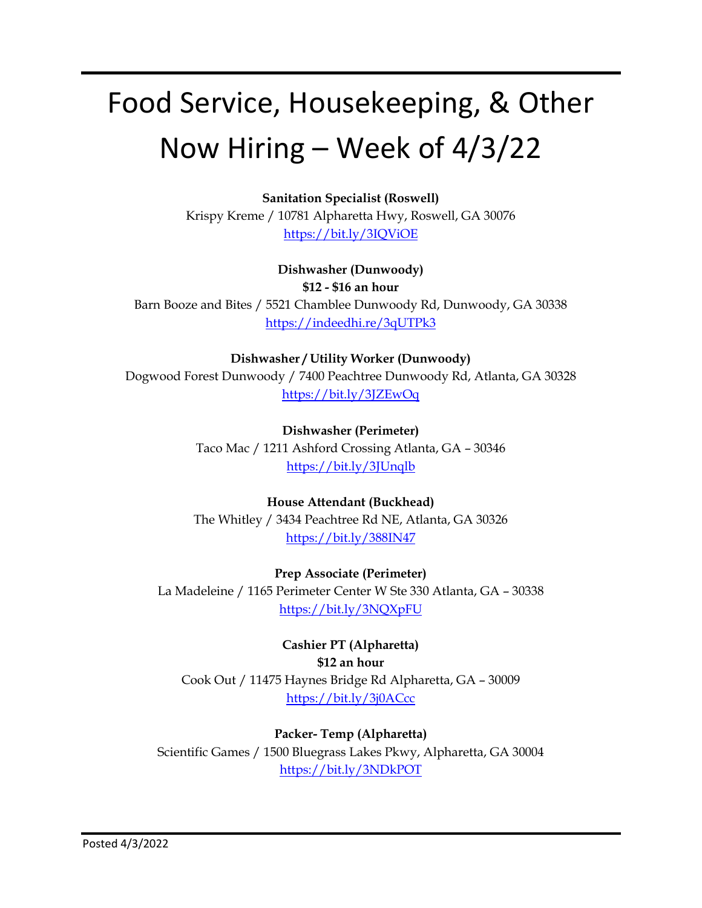# Food Service, Housekeeping, & Other Now Hiring – Week of 4/3/22

**Sanitation Specialist (Roswell)**
Krispy Kreme / 10781 Alpharetta Hwy, Roswell, GA 30076
https://bit.ly/3IQViOE

**Dishwasher (Dunwoody)**
**$12 - $16 an hour**
Barn Booze and Bites / 5521 Chamblee Dunwoody Rd, Dunwoody, GA 30338
https://indeedhi.re/3qUTPk3

**Dishwasher / Utility Worker (Dunwoody)**
Dogwood Forest Dunwoody / 7400 Peachtree Dunwoody Rd, Atlanta, GA 30328
https://bit.ly/3JZEwOq

**Dishwasher (Perimeter)**
Taco Mac / 1211 Ashford Crossing Atlanta, GA – 30346
https://bit.ly/3JUnqlb

**House Attendant (Buckhead)**
The Whitley / 3434 Peachtree Rd NE, Atlanta, GA 30326
https://bit.ly/388IN47

**Prep Associate (Perimeter)**
La Madeleine / 1165 Perimeter Center W Ste 330 Atlanta, GA – 30338
https://bit.ly/3NQXpFU

**Cashier PT (Alpharetta)**
**$12 an hour**
Cook Out / 11475 Haynes Bridge Rd Alpharetta, GA – 30009
https://bit.ly/3j0ACcc

**Packer- Temp (Alpharetta)**
Scientific Games / 1500 Bluegrass Lakes Pkwy, Alpharetta, GA 30004
https://bit.ly/3NDkPOT

Posted 4/3/2022